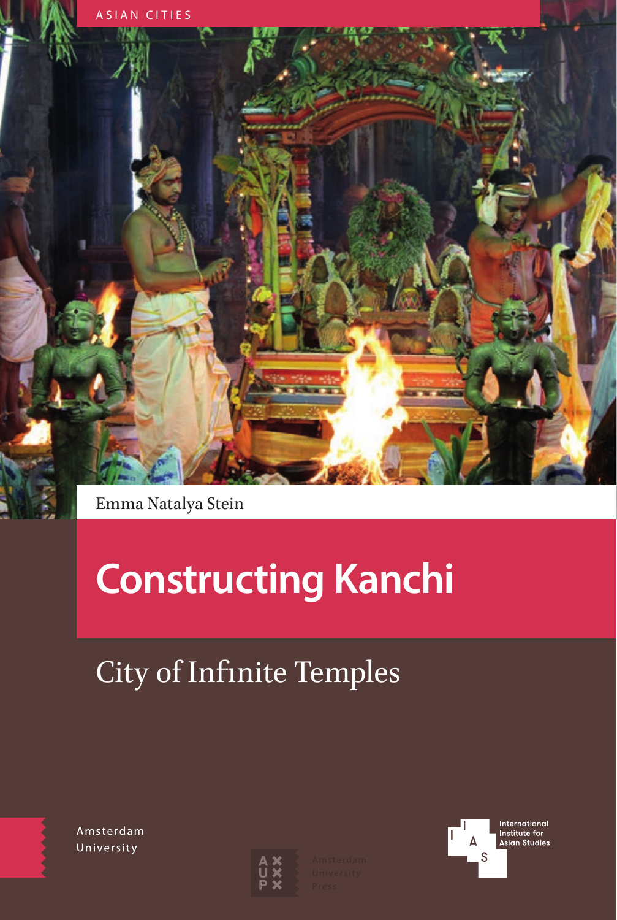ASIAN CITIES

Emma Natalya Stein

# Constructing Kanchi

## City of Infinite Temples

Amsterdam University

Amsterdam University Press

International Institute for Asian Studies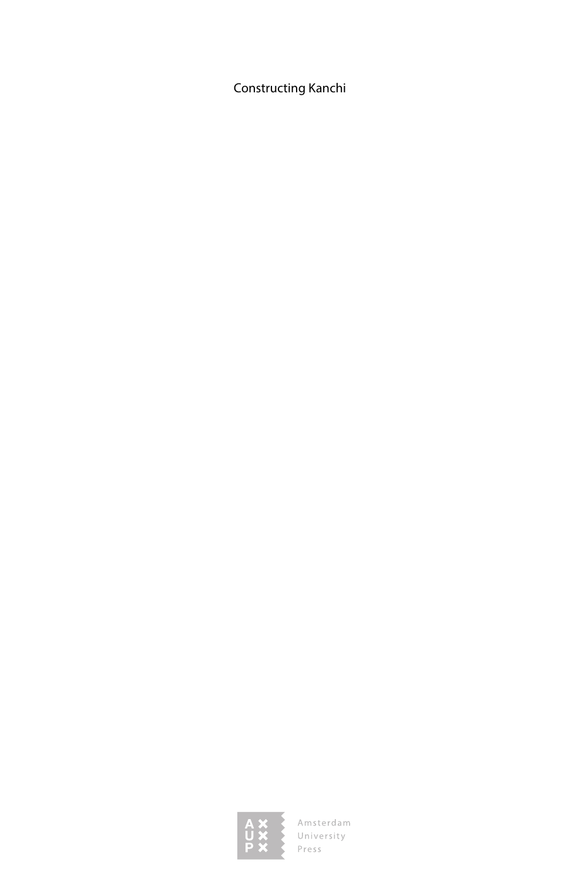Constructing Kanchi

Amsterdam
University
Press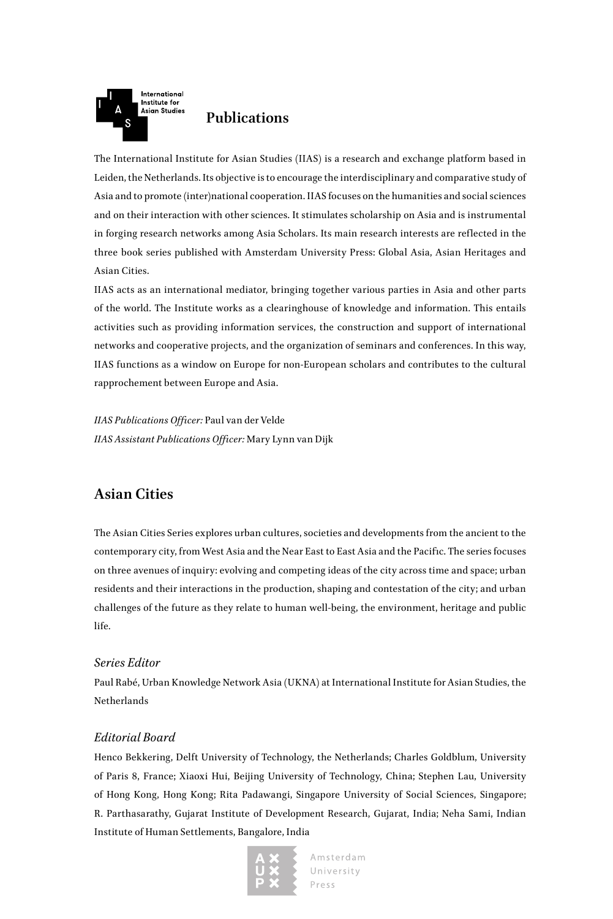# Publications

The International Institute for Asian Studies (IIAS) is a research and exchange platform based in Leiden, the Netherlands. Its objective is to encourage the interdisciplinary and comparative study of Asia and to promote (inter)national cooperation. IIAS focuses on the humanities and social sciences and on their interaction with other sciences. It stimulates scholarship on Asia and is instrumental in forging research networks among Asia Scholars. Its main research interests are reflected in the three book series published with Amsterdam University Press: Global Asia, Asian Heritages and Asian Cities.

IIAS acts as an international mediator, bringing together various parties in Asia and other parts of the world. The Institute works as a clearinghouse of knowledge and information. This entails activities such as providing information services, the construction and support of international networks and cooperative projects, and the organization of seminars and conferences. In this way, IIAS functions as a window on Europe for non-European scholars and contributes to the cultural rapprochement between Europe and Asia.

*IIAS Publications Officer:* Paul van der Velde
*IIAS Assistant Publications Officer:* Mary Lynn van Dijk

## Asian Cities

The Asian Cities Series explores urban cultures, societies and developments from the ancient to the contemporary city, from West Asia and the Near East to East Asia and the Pacific. The series focuses on three avenues of inquiry: evolving and competing ideas of the city across time and space; urban residents and their interactions in the production, shaping and contestation of the city; and urban challenges of the future as they relate to human well-being, the environment, heritage and public life.

### *Series Editor*

Paul Rabé, Urban Knowledge Network Asia (UKNA) at International Institute for Asian Studies, the Netherlands

### *Editorial Board*

Henco Bekkering, Delft University of Technology, the Netherlands; Charles Goldblum, University of Paris 8, France; Xiaoxi Hui, Beijing University of Technology, China; Stephen Lau, University of Hong Kong, Hong Kong; Rita Padawangi, Singapore University of Social Sciences, Singapore; R. Parthasarathy, Gujarat Institute of Development Research, Gujarat, India; Neha Sami, Indian Institute of Human Settlements, Bangalore, India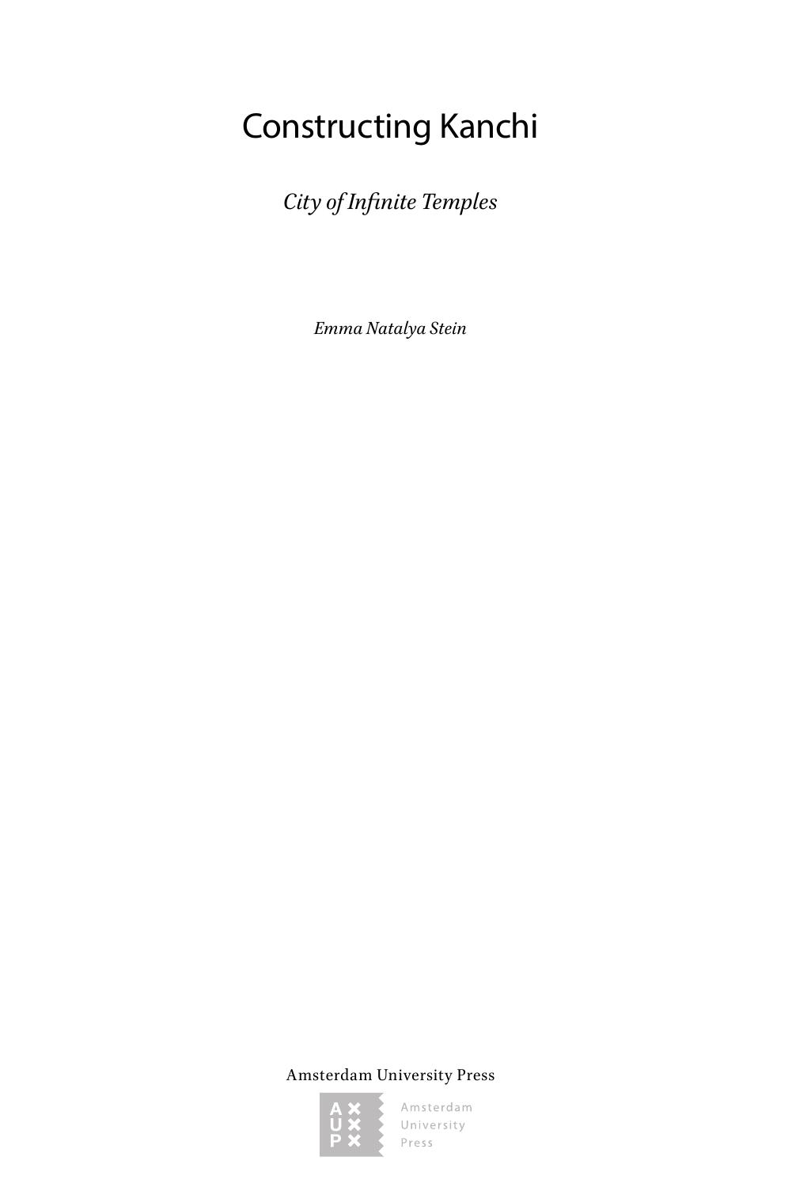# Constructing Kanchi

*City of Infinite Temples*

*Emma Natalya Stein*

Amsterdam University Press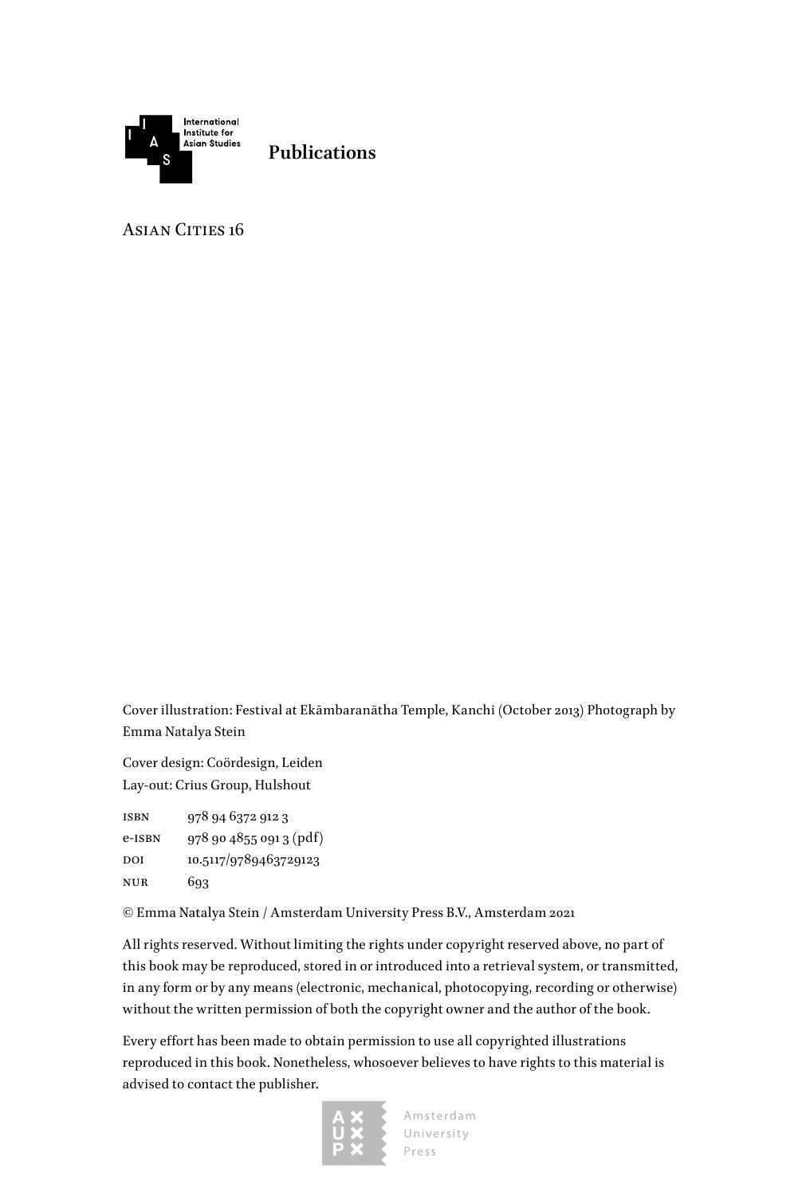International Institute for Asian Studies

**Publications**

Asian Cities 16

Cover illustration: Festival at Ekāmbaranātha Temple, Kanchi (October 2013) Photograph by Emma Natalya Stein

Cover design: Coördesign, Leiden
Lay-out: Crius Group, Hulshout

| | |
|---|---|
| ISBN | 978 94 6372 912 3 |
| e-ISBN | 978 90 4855 091 3 (pdf) |
| DOI | 10.5117/9789463729123 |
| NUR | 693 |

© Emma Natalya Stein / Amsterdam University Press B.V., Amsterdam 2021

All rights reserved. Without limiting the rights under copyright reserved above, no part of this book may be reproduced, stored in or introduced into a retrieval system, or transmitted, in any form or by any means (electronic, mechanical, photocopying, recording or otherwise) without the written permission of both the copyright owner and the author of the book.

Every effort has been made to obtain permission to use all copyrighted illustrations reproduced in this book. Nonetheless, whosoever believes to have rights to this material is advised to contact the publisher.

Amsterdam University Press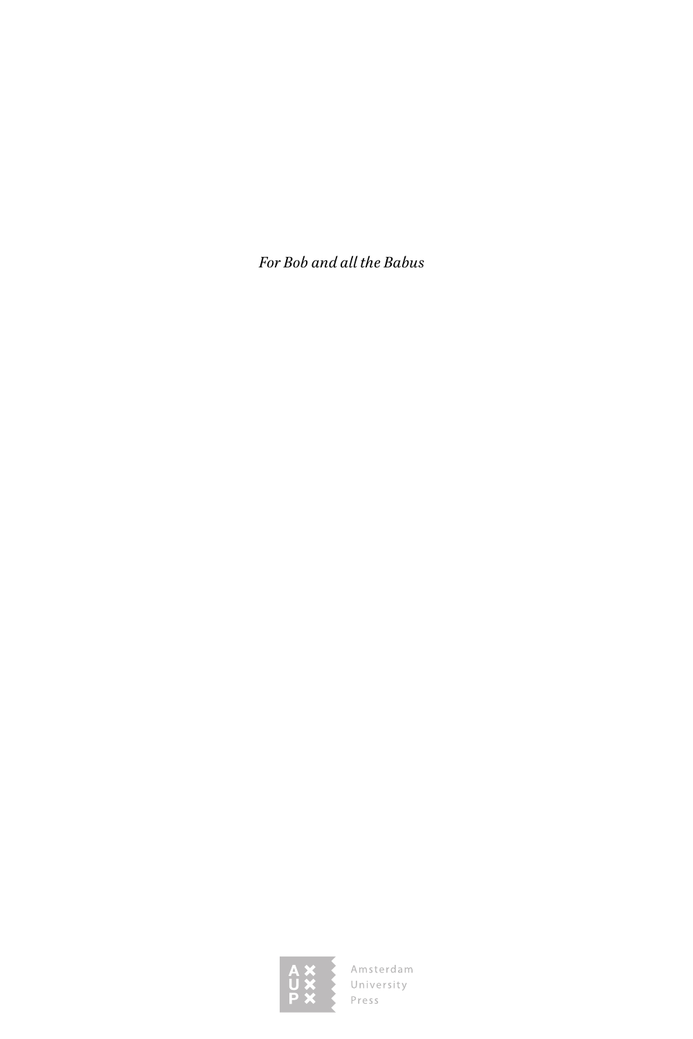*For Bob and all the Babus*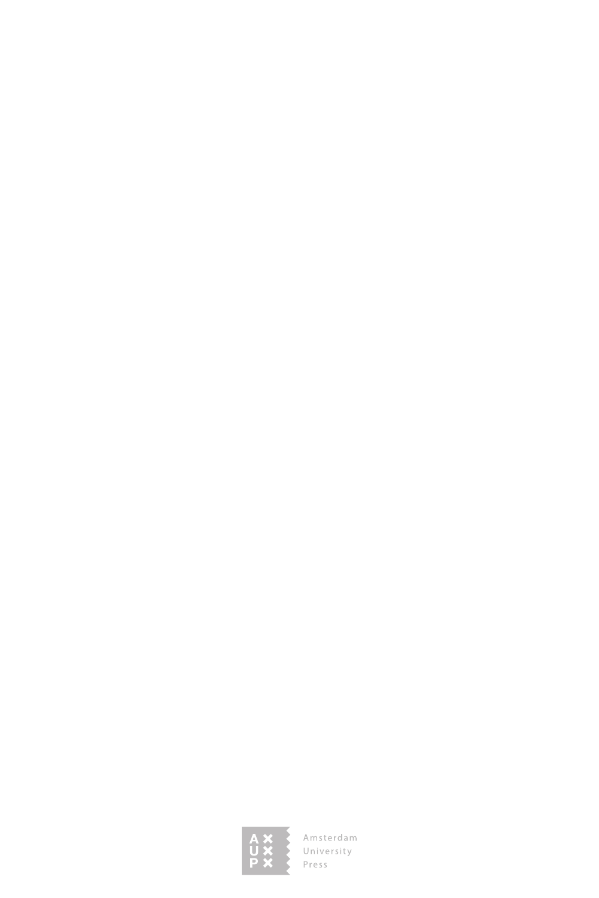Amsterdam
University
Press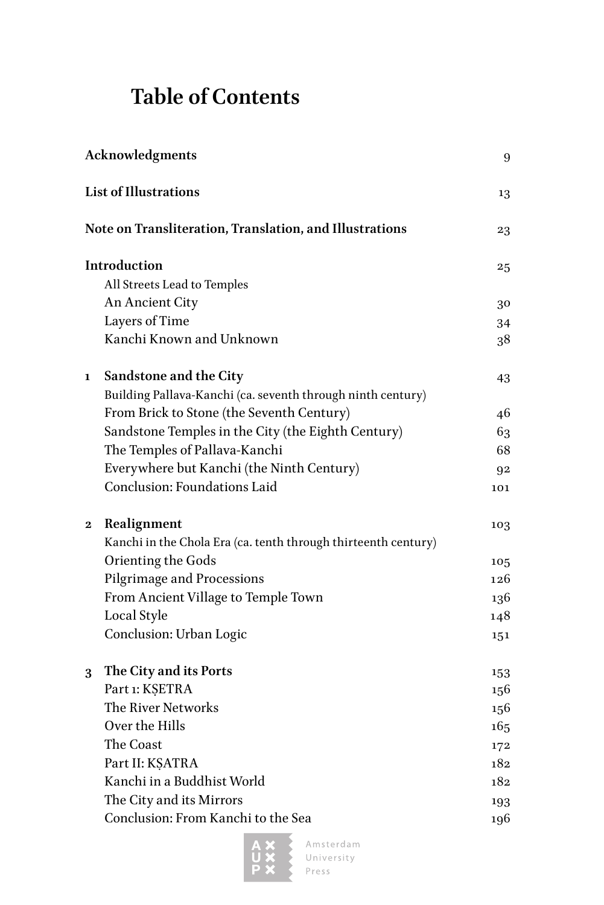# Table of Contents

| | | |
|---|---|---|
| **Acknowledgments** | | 9 |
| **List of Illustrations** | | 13 |
| **Note on Transliteration, Translation, and Illustrations** | | 23 |
| **Introduction** | | 25 |
| | All Streets Lead to Temples | |
| | An Ancient City | 30 |
| | Layers of Time | 34 |
| | Kanchi Known and Unknown | 38 |
| **1** | **Sandstone and the City** | 43 |
| | Building Pallava-Kanchi (ca. seventh through ninth century) | |
| | From Brick to Stone (the Seventh Century) | 46 |
| | Sandstone Temples in the City (the Eighth Century) | 63 |
| | The Temples of Pallava-Kanchi | 68 |
| | Everywhere but Kanchi (the Ninth Century) | 92 |
| | Conclusion: Foundations Laid | 101 |
| **2** | **Realignment** | 103 |
| | Kanchi in the Chola Era (ca. tenth through thirteenth century) | |
| | Orienting the Gods | 105 |
| | Pilgrimage and Processions | 126 |
| | From Ancient Village to Temple Town | 136 |
| | Local Style | 148 |
| | Conclusion: Urban Logic | 151 |
| **3** | **The City and its Ports** | 153 |
| | Part 1: KṢETRA | 156 |
| | The River Networks | 156 |
| | Over the Hills | 165 |
| | The Coast | 172 |
| | Part II: KṢATRA | 182 |
| | Kanchi in a Buddhist World | 182 |
| | The City and its Mirrors | 193 |
| | Conclusion: From Kanchi to the Sea | 196 |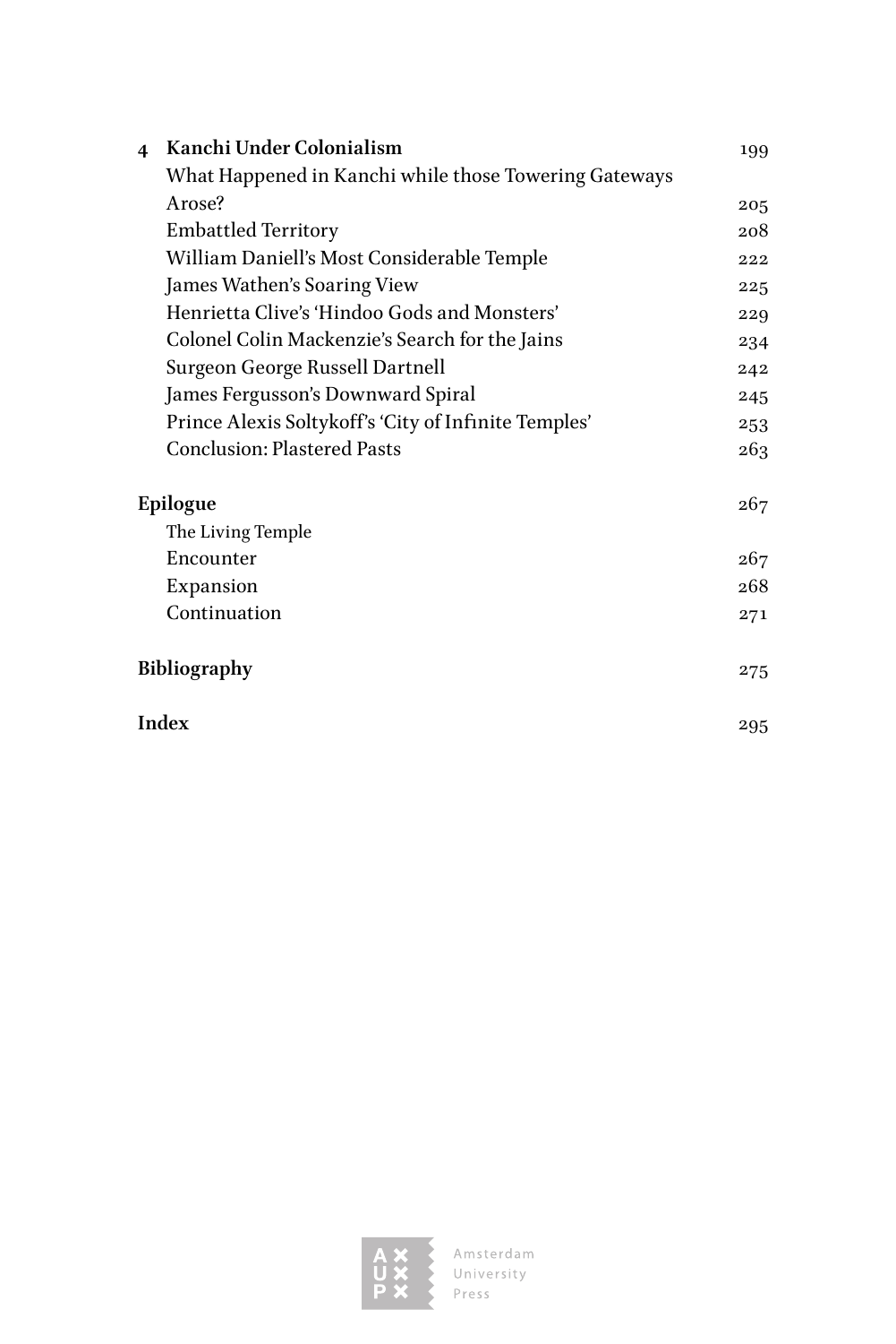| | | |
|---|---|---|
| **4** | **Kanchi Under Colonialism** | 199 |
| | What Happened in Kanchi while those Towering Gateways Arose? | 205 |
| | Embattled Territory | 208 |
| | William Daniell's Most Considerable Temple | 222 |
| | James Wathen's Soaring View | 225 |
| | Henrietta Clive's 'Hindoo Gods and Monsters' | 229 |
| | Colonel Colin Mackenzie's Search for the Jains | 234 |
| | Surgeon George Russell Dartnell | 242 |
| | James Fergusson's Downward Spiral | 245 |
| | Prince Alexis Soltykoff's 'City of Infinite Temples' | 253 |
| | Conclusion: Plastered Pasts | 263 |
| **Epilogue** | | 267 |
| | The Living Temple | |
| | Encounter | 267 |
| | Expansion | 268 |
| | Continuation | 271 |
| **Bibliography** | | 275 |
| **Index** | | 295 |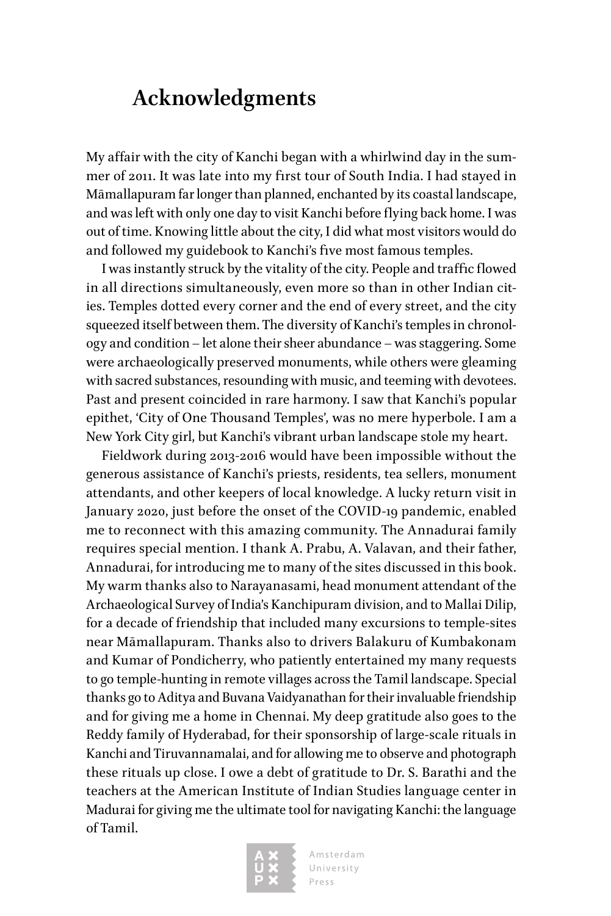# Acknowledgments

My affair with the city of Kanchi began with a whirlwind day in the summer of 2011. It was late into my first tour of South India. I had stayed in Māmallapuram far longer than planned, enchanted by its coastal landscape, and was left with only one day to visit Kanchi before flying back home. I was out of time. Knowing little about the city, I did what most visitors would do and followed my guidebook to Kanchi's five most famous temples.

I was instantly struck by the vitality of the city. People and traffic flowed in all directions simultaneously, even more so than in other Indian cities. Temples dotted every corner and the end of every street, and the city squeezed itself between them. The diversity of Kanchi's temples in chronology and condition – let alone their sheer abundance – was staggering. Some were archaeologically preserved monuments, while others were gleaming with sacred substances, resounding with music, and teeming with devotees. Past and present coincided in rare harmony. I saw that Kanchi's popular epithet, 'City of One Thousand Temples', was no mere hyperbole. I am a New York City girl, but Kanchi's vibrant urban landscape stole my heart.

Fieldwork during 2013-2016 would have been impossible without the generous assistance of Kanchi's priests, residents, tea sellers, monument attendants, and other keepers of local knowledge. A lucky return visit in January 2020, just before the onset of the COVID-19 pandemic, enabled me to reconnect with this amazing community. The Annadurai family requires special mention. I thank A. Prabu, A. Valavan, and their father, Annadurai, for introducing me to many of the sites discussed in this book. My warm thanks also to Narayanasami, head monument attendant of the Archaeological Survey of India's Kanchipuram division, and to Mallai Dilip, for a decade of friendship that included many excursions to temple-sites near Māmallapuram. Thanks also to drivers Balakuru of Kumbakonam and Kumar of Pondicherry, who patiently entertained my many requests to go temple-hunting in remote villages across the Tamil landscape. Special thanks go to Aditya and Buvana Vaidyanathan for their invaluable friendship and for giving me a home in Chennai. My deep gratitude also goes to the Reddy family of Hyderabad, for their sponsorship of large-scale rituals in Kanchi and Tiruvannamalai, and for allowing me to observe and photograph these rituals up close. I owe a debt of gratitude to Dr. S. Barathi and the teachers at the American Institute of Indian Studies language center in Madurai for giving me the ultimate tool for navigating Kanchi: the language of Tamil.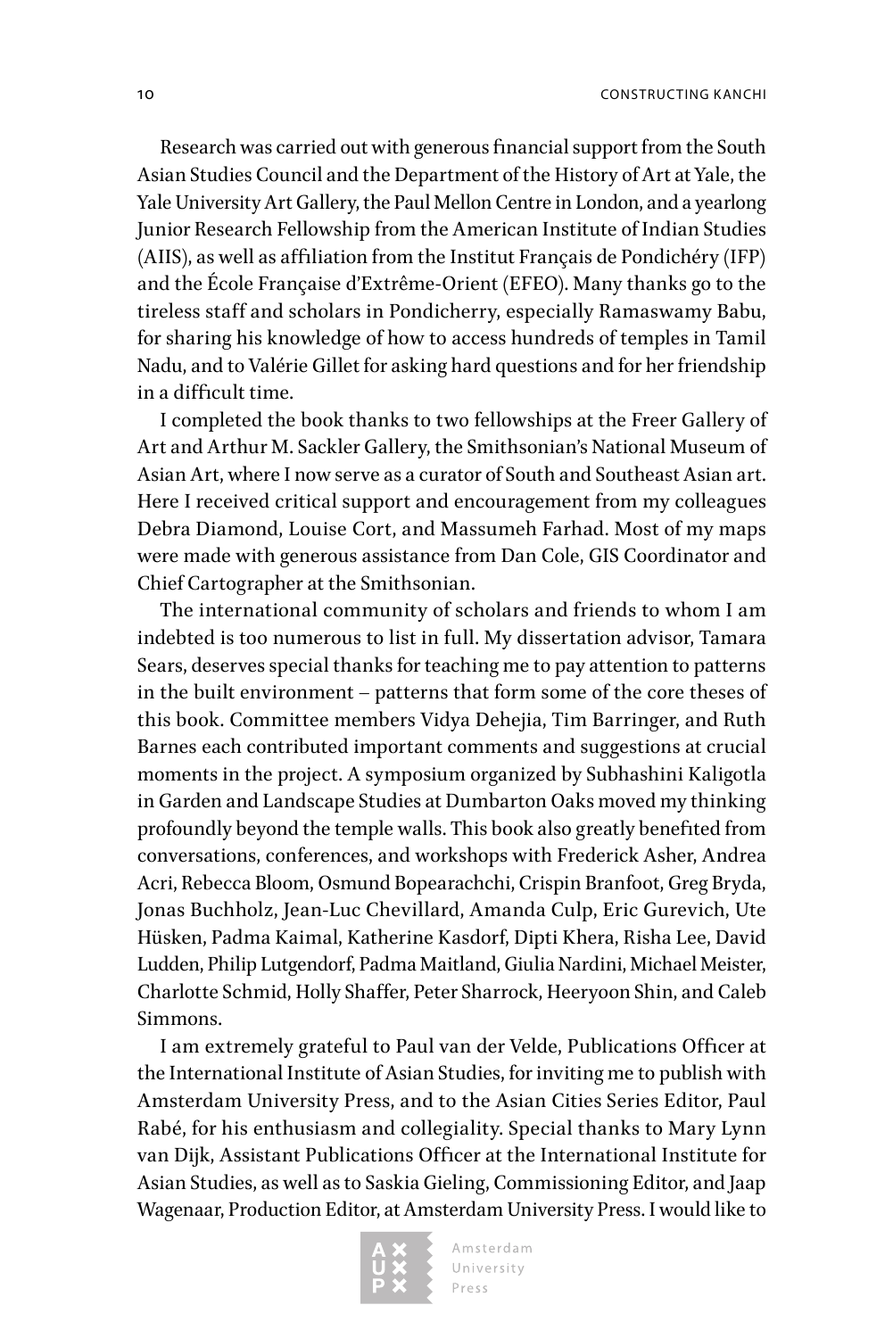Research was carried out with generous financial support from the South Asian Studies Council and the Department of the History of Art at Yale, the Yale University Art Gallery, the Paul Mellon Centre in London, and a yearlong Junior Research Fellowship from the American Institute of Indian Studies (AIIS), as well as affiliation from the Institut Français de Pondichéry (IFP) and the École Française d'Extrême-Orient (EFEO). Many thanks go to the tireless staff and scholars in Pondicherry, especially Ramaswamy Babu, for sharing his knowledge of how to access hundreds of temples in Tamil Nadu, and to Valérie Gillet for asking hard questions and for her friendship in a difficult time.

I completed the book thanks to two fellowships at the Freer Gallery of Art and Arthur M. Sackler Gallery, the Smithsonian's National Museum of Asian Art, where I now serve as a curator of South and Southeast Asian art. Here I received critical support and encouragement from my colleagues Debra Diamond, Louise Cort, and Massumeh Farhad. Most of my maps were made with generous assistance from Dan Cole, GIS Coordinator and Chief Cartographer at the Smithsonian.

The international community of scholars and friends to whom I am indebted is too numerous to list in full. My dissertation advisor, Tamara Sears, deserves special thanks for teaching me to pay attention to patterns in the built environment – patterns that form some of the core theses of this book. Committee members Vidya Dehejia, Tim Barringer, and Ruth Barnes each contributed important comments and suggestions at crucial moments in the project. A symposium organized by Subhashini Kaligotla in Garden and Landscape Studies at Dumbarton Oaks moved my thinking profoundly beyond the temple walls. This book also greatly benefited from conversations, conferences, and workshops with Frederick Asher, Andrea Acri, Rebecca Bloom, Osmund Bopearachchi, Crispin Branfoot, Greg Bryda, Jonas Buchholz, Jean-Luc Chevillard, Amanda Culp, Eric Gurevich, Ute Hüsken, Padma Kaimal, Katherine Kasdorf, Dipti Khera, Risha Lee, David Ludden, Philip Lutgendorf, Padma Maitland, Giulia Nardini, Michael Meister, Charlotte Schmid, Holly Shaffer, Peter Sharrock, Heeryoon Shin, and Caleb Simmons.

I am extremely grateful to Paul van der Velde, Publications Officer at the International Institute of Asian Studies, for inviting me to publish with Amsterdam University Press, and to the Asian Cities Series Editor, Paul Rabé, for his enthusiasm and collegiality. Special thanks to Mary Lynn van Dijk, Assistant Publications Officer at the International Institute for Asian Studies, as well as to Saskia Gieling, Commissioning Editor, and Jaap Wagenaar, Production Editor, at Amsterdam University Press. I would like to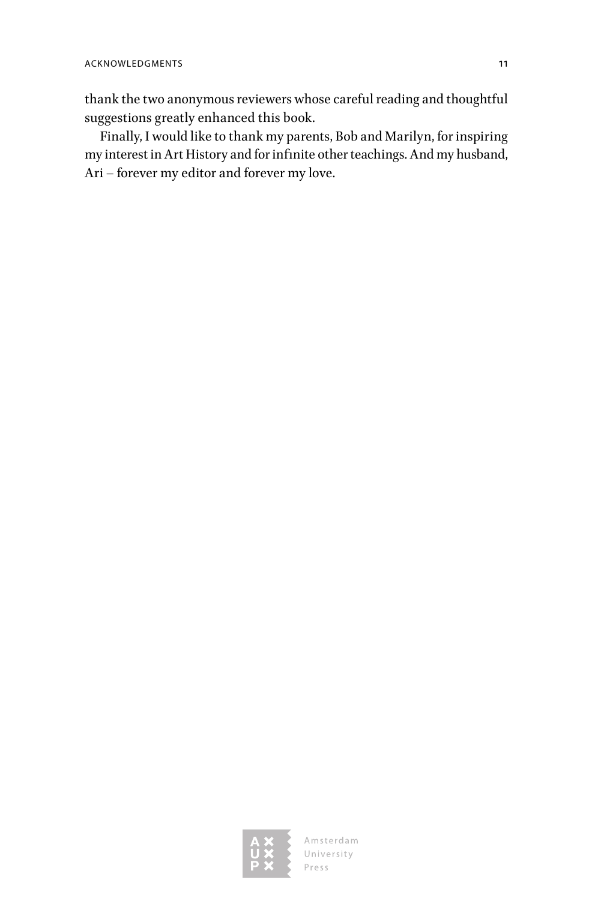thank the two anonymous reviewers whose careful reading and thoughtful suggestions greatly enhanced this book.

Finally, I would like to thank my parents, Bob and Marilyn, for inspiring my interest in Art History and for infinite other teachings. And my husband, Ari – forever my editor and forever my love.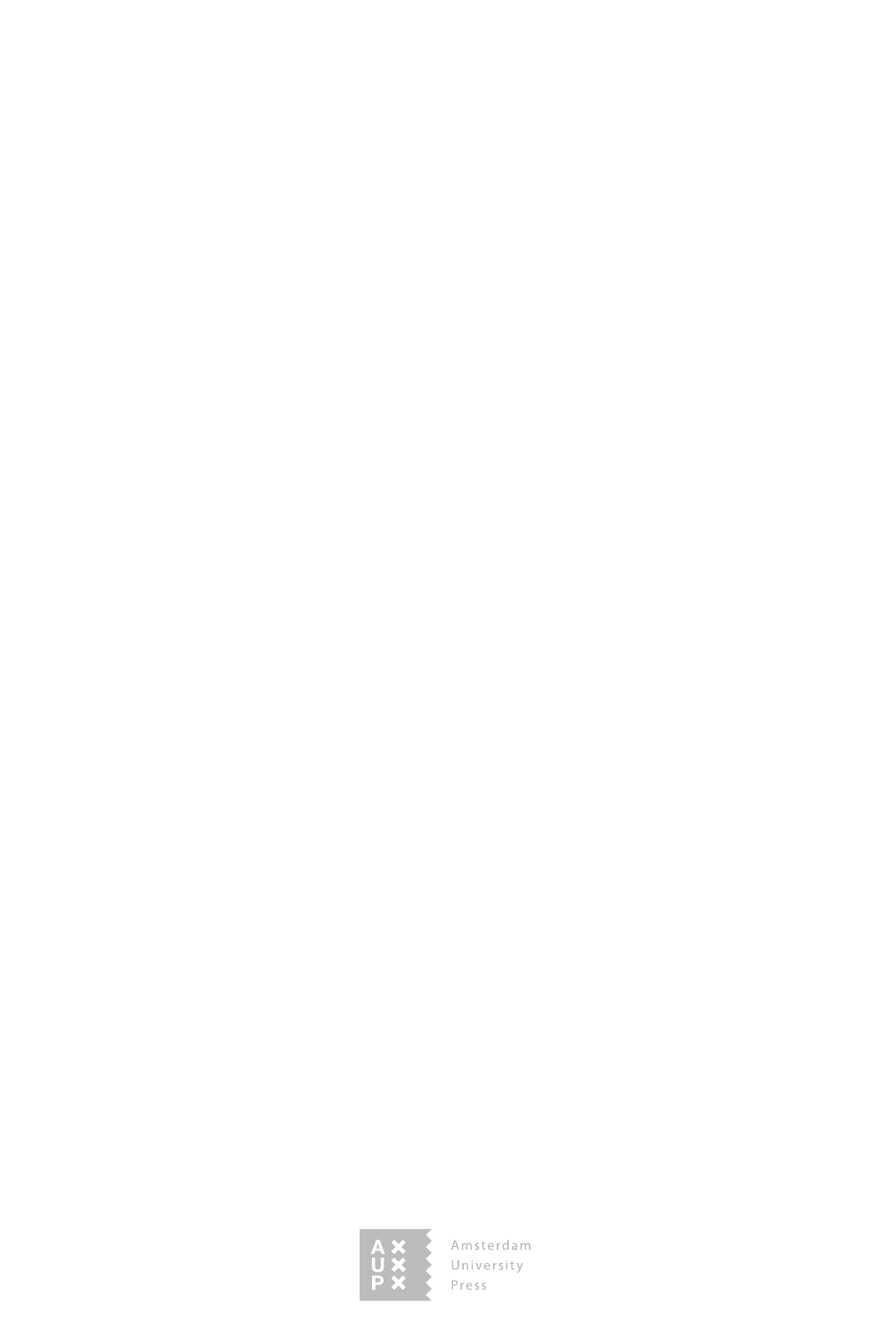Amsterdam
University
Press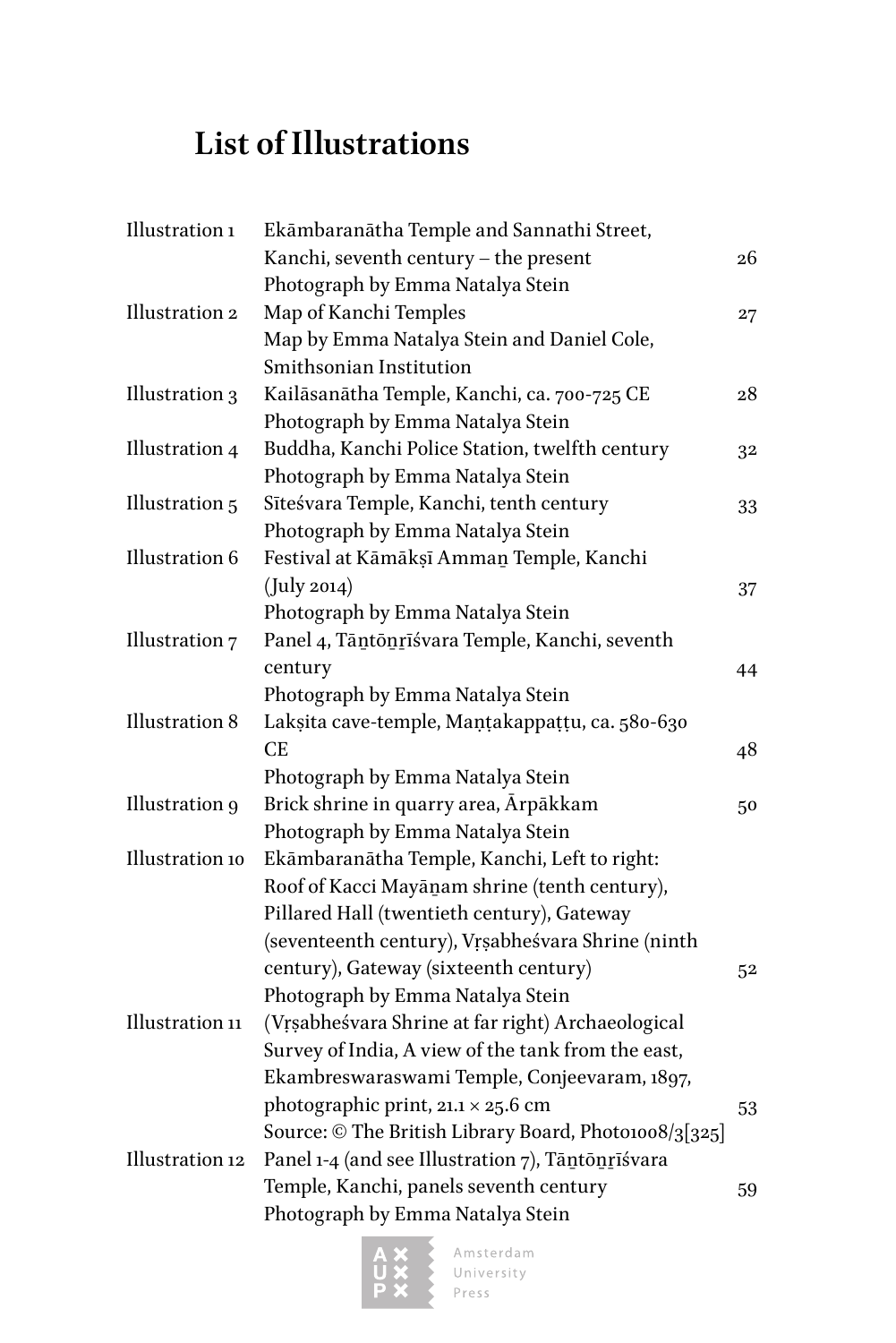# List of Illustrations

| | | |
|---|---|---|
| Illustration 1 | Ekāmbaranātha Temple and Sannathi Street, Kanchi, seventh century – the present<br>Photograph by Emma Natalya Stein | 26 |
| Illustration 2 | Map of Kanchi Temples<br>Map by Emma Natalya Stein and Daniel Cole, Smithsonian Institution | 27 |
| Illustration 3 | Kailāsanātha Temple, Kanchi, ca. 700-725 CE<br>Photograph by Emma Natalya Stein | 28 |
| Illustration 4 | Buddha, Kanchi Police Station, twelfth century<br>Photograph by Emma Natalya Stein | 32 |
| Illustration 5 | Sīteśvara Temple, Kanchi, tenth century<br>Photograph by Emma Natalya Stein | 33 |
| Illustration 6 | Festival at Kāmākṣī Ammaṉ Temple, Kanchi (July 2014)<br>Photograph by Emma Natalya Stein | 37 |
| Illustration 7 | Panel 4, Tāṉtōṉṟīśvara Temple, Kanchi, seventh century<br>Photograph by Emma Natalya Stein | 44 |
| Illustration 8 | Lakṣita cave-temple, Maṇṭakappaṭṭu, ca. 580-630 CE<br>Photograph by Emma Natalya Stein | 48 |
| Illustration 9 | Brick shrine in quarry area, Ārpākkam<br>Photograph by Emma Natalya Stein | 50 |
| Illustration 10 | Ekāmbaranātha Temple, Kanchi, Left to right: Roof of Kacci Mayāṉam shrine (tenth century), Pillared Hall (twentieth century), Gateway (seventeenth century), Vṛṣabheśvara Shrine (ninth century), Gateway (sixteenth century)<br>Photograph by Emma Natalya Stein | 52 |
| Illustration 11 | (Vṛṣabheśvara Shrine at far right) Archaeological Survey of India, A view of the tank from the east, Ekambreswaraswami Temple, Conjeevaram, 1897, photographic print, 21.1 × 25.6 cm<br>Source: © The British Library Board, Photo1008/3[325] | 53 |
| Illustration 12 | Panel 1-4 (and see Illustration 7), Tāṉtōṉṟīśvara Temple, Kanchi, panels seventh century<br>Photograph by Emma Natalya Stein | 59 |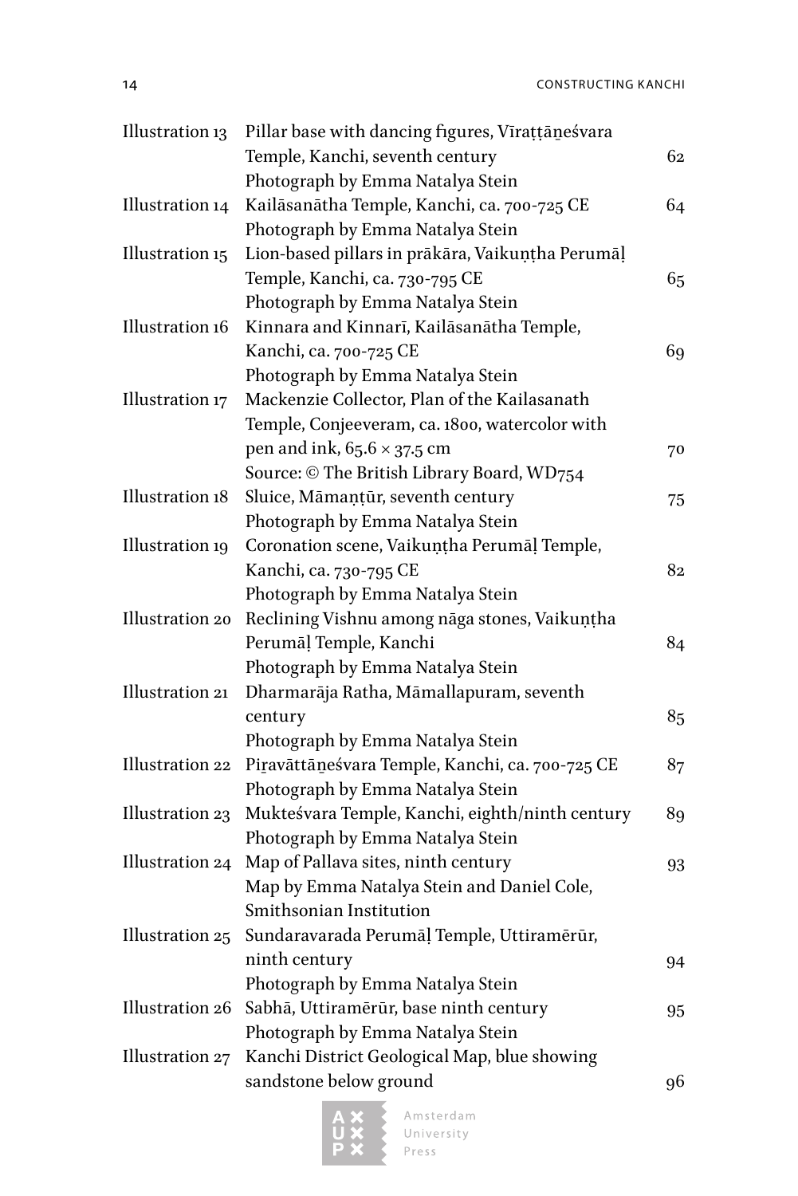| | | |
|---|---|---|
| Illustration 13 | Pillar base with dancing figures, Vīraṭṭāṉeśvara Temple, Kanchi, seventh century<br>Photograph by Emma Natalya Stein | 62 |
| Illustration 14 | Kailāsanātha Temple, Kanchi, ca. 700-725 CE<br>Photograph by Emma Natalya Stein | 64 |
| Illustration 15 | Lion-based pillars in prākāra, Vaikuṇṭha Perumāḷ Temple, Kanchi, ca. 730-795 CE<br>Photograph by Emma Natalya Stein | 65 |
| Illustration 16 | Kinnara and Kinnarī, Kailāsanātha Temple, Kanchi, ca. 700-725 CE<br>Photograph by Emma Natalya Stein | 69 |
| Illustration 17 | Mackenzie Collector, Plan of the Kailasanath Temple, Conjeeveram, ca. 1800, watercolor with pen and ink, 65.6 × 37.5 cm<br>Source: © The British Library Board, WD754 | 70 |
| Illustration 18 | Sluice, Māmaṇṭūr, seventh century<br>Photograph by Emma Natalya Stein | 75 |
| Illustration 19 | Coronation scene, Vaikuṇṭha Perumāḷ Temple, Kanchi, ca. 730-795 CE<br>Photograph by Emma Natalya Stein | 82 |
| Illustration 20 | Reclining Vishnu among nāga stones, Vaikuṇṭha Perumāḷ Temple, Kanchi<br>Photograph by Emma Natalya Stein | 84 |
| Illustration 21 | Dharmarāja Ratha, Māmallapuram, seventh century<br>Photograph by Emma Natalya Stein | 85 |
| Illustration 22 | Piṟavāttāṉeśvara Temple, Kanchi, ca. 700-725 CE<br>Photograph by Emma Natalya Stein | 87 |
| Illustration 23 | Mukteśvara Temple, Kanchi, eighth/ninth century<br>Photograph by Emma Natalya Stein | 89 |
| Illustration 24 | Map of Pallava sites, ninth century<br>Map by Emma Natalya Stein and Daniel Cole, Smithsonian Institution | 93 |
| Illustration 25 | Sundaravarada Perumāḷ Temple, Uttiramērūr, ninth century<br>Photograph by Emma Natalya Stein | 94 |
| Illustration 26 | Sabhā, Uttiramērūr, base ninth century<br>Photograph by Emma Natalya Stein | 95 |
| Illustration 27 | Kanchi District Geological Map, blue showing sandstone below ground | 96 |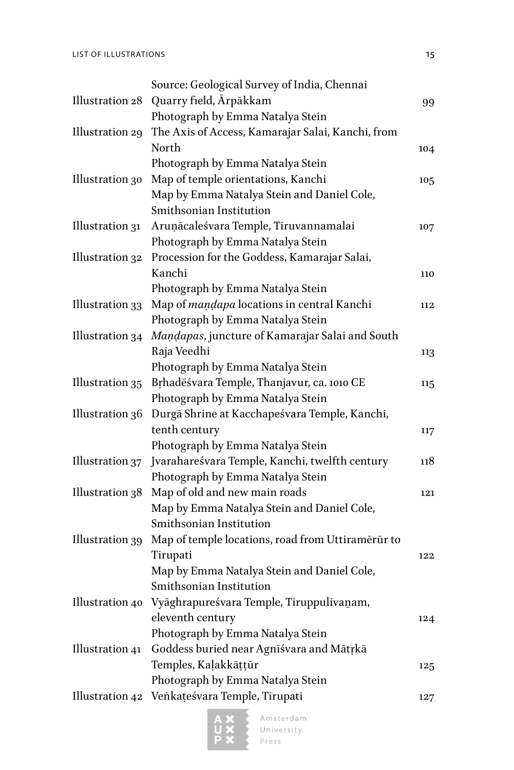Source: Geological Survey of India, Chennai

| | | |
|---|---|---|
| Illustration 28 | Quarry field, Ārpākkam<br>Photograph by Emma Natalya Stein | 99 |
| Illustration 29 | The Axis of Access, Kamarajar Salai, Kanchi, from North<br>Photograph by Emma Natalya Stein | 104 |
| Illustration 30 | Map of temple orientations, Kanchi<br>Map by Emma Natalya Stein and Daniel Cole, Smithsonian Institution | 105 |
| Illustration 31 | Aruṇācaleśvara Temple, Tiruvannamalai<br>Photograph by Emma Natalya Stein | 107 |
| Illustration 32 | Procession for the Goddess, Kamarajar Salai, Kanchi<br>Photograph by Emma Natalya Stein | 110 |
| Illustration 33 | Map of *maṇḍapa* locations in central Kanchi<br>Photograph by Emma Natalya Stein | 112 |
| Illustration 34 | *Maṇḍapas*, juncture of Kamarajar Salai and South Raja Veedhi<br>Photograph by Emma Natalya Stein | 113 |
| Illustration 35 | Bṛhadēśvara Temple, Thanjavur, ca. 1010 CE<br>Photograph by Emma Natalya Stein | 115 |
| Illustration 36 | Durgā Shrine at Kacchapeśvara Temple, Kanchi, tenth century<br>Photograph by Emma Natalya Stein | 117 |
| Illustration 37 | Jvarahareśvara Temple, Kanchi, twelfth century<br>Photograph by Emma Natalya Stein | 118 |
| Illustration 38 | Map of old and new main roads<br>Map by Emma Natalya Stein and Daniel Cole, Smithsonian Institution | 121 |
| Illustration 39 | Map of temple locations, road from Uttiramērūr to Tirupati<br>Map by Emma Natalya Stein and Daniel Cole, Smithsonian Institution | 122 |
| Illustration 40 | Vyāghrapureśvara Temple, Tiruppulivaṉam, eleventh century<br>Photograph by Emma Natalya Stein | 124 |
| Illustration 41 | Goddess buried near Agnīśvara and Mātṛkā Temples, Kaḷakkāṭṭūr<br>Photograph by Emma Natalya Stein | 125 |
| Illustration 42 | Veṅkaṭeśvara Temple, Tirupati | 127 |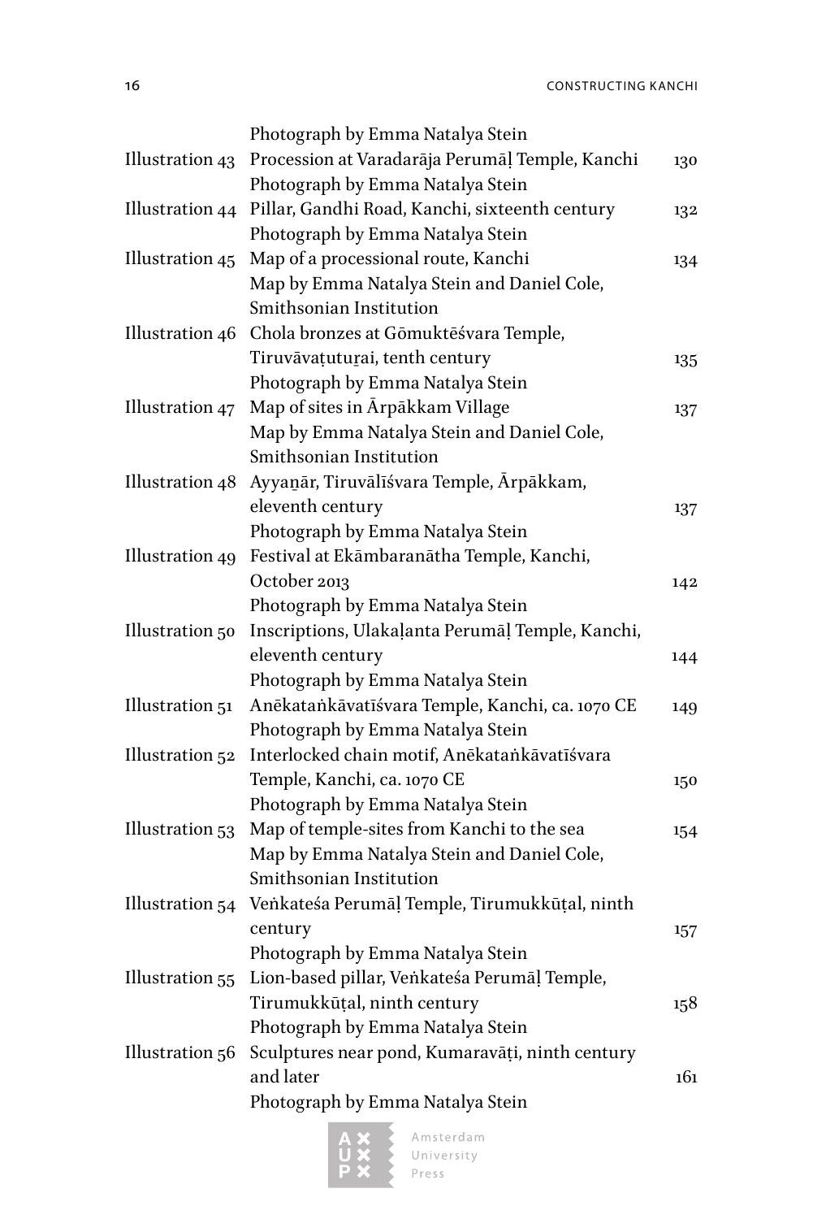| | | |
|---|---|---|
| | Photograph by Emma Natalya Stein | |
| Illustration 43 | Procession at Varadarāja Perumāḷ Temple, Kanchi | 130 |
| | Photograph by Emma Natalya Stein | |
| Illustration 44 | Pillar, Gandhi Road, Kanchi, sixteenth century | 132 |
| | Photograph by Emma Natalya Stein | |
| Illustration 45 | Map of a processional route, Kanchi | 134 |
| | Map by Emma Natalya Stein and Daniel Cole, Smithsonian Institution | |
| Illustration 46 | Chola bronzes at Gōmuktēśvara Temple, Tiruvāvaṭuturai, tenth century | 135 |
| | Photograph by Emma Natalya Stein | |
| Illustration 47 | Map of sites in Ārpākkam Village | 137 |
| | Map by Emma Natalya Stein and Daniel Cole, Smithsonian Institution | |
| Illustration 48 | Ayyaṉār, Tiruvālīśvara Temple, Ārpākkam, eleventh century | 137 |
| | Photograph by Emma Natalya Stein | |
| Illustration 49 | Festival at Ekāmbaranātha Temple, Kanchi, October 2013 | 142 |
| | Photograph by Emma Natalya Stein | |
| Illustration 50 | Inscriptions, Ulakaḷanta Perumāḷ Temple, Kanchi, eleventh century | 144 |
| | Photograph by Emma Natalya Stein | |
| Illustration 51 | Anēkataṅkāvatīśvara Temple, Kanchi, ca. 1070 CE | 149 |
| | Photograph by Emma Natalya Stein | |
| Illustration 52 | Interlocked chain motif, Anēkataṅkāvatīśvara Temple, Kanchi, ca. 1070 CE | 150 |
| | Photograph by Emma Natalya Stein | |
| Illustration 53 | Map of temple-sites from Kanchi to the sea | 154 |
| | Map by Emma Natalya Stein and Daniel Cole, Smithsonian Institution | |
| Illustration 54 | Veṅkateśa Perumāḷ Temple, Tirumukkūṭal, ninth century | 157 |
| | Photograph by Emma Natalya Stein | |
| Illustration 55 | Lion-based pillar, Veṅkateśa Perumāḷ Temple, Tirumukkūṭal, ninth century | 158 |
| | Photograph by Emma Natalya Stein | |
| Illustration 56 | Sculptures near pond, Kumaravāṭi, ninth century and later | 161 |
| | Photograph by Emma Natalya Stein | |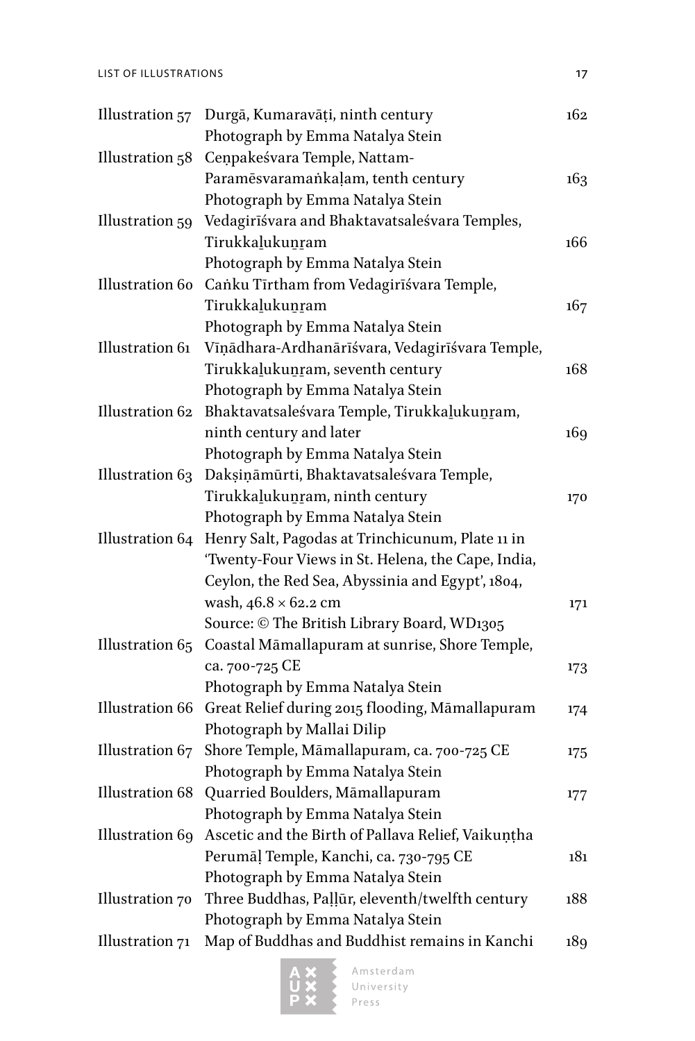| | | |
|---|---|---|
| Illustration 57 | Durgā, Kumaravāṭi, ninth century<br>Photograph by Emma Natalya Stein | 162 |
| Illustration 58 | Ceṉpakeśvara Temple, Nattam-Paramēsvaramaṅkaḷam, tenth century<br>Photograph by Emma Natalya Stein | 163 |
| Illustration 59 | Vedagirīśvara and Bhaktavatsaleśvara Temples, Tirukkaḻukuṉṟam<br>Photograph by Emma Natalya Stein | 166 |
| Illustration 60 | Caṅku Tīrtham from Vedagirīśvara Temple, Tirukkaḻukuṉṟam<br>Photograph by Emma Natalya Stein | 167 |
| Illustration 61 | Vīṇādhara-Ardhanārīśvara, Vedagirīśvara Temple, Tirukkaḻukuṉṟam, seventh century<br>Photograph by Emma Natalya Stein | 168 |
| Illustration 62 | Bhaktavatsaleśvara Temple, Tirukkaḻukuṉṟam, ninth century and later<br>Photograph by Emma Natalya Stein | 169 |
| Illustration 63 | Dakṣiṇāmūrti, Bhaktavatsaleśvara Temple, Tirukkaḻukuṉṟam, ninth century<br>Photograph by Emma Natalya Stein | 170 |
| Illustration 64 | Henry Salt, Pagodas at Trinchicunum, Plate 11 in 'Twenty-Four Views in St. Helena, the Cape, India, Ceylon, the Red Sea, Abyssinia and Egypt', 1804, wash, 46.8 × 62.2 cm<br>Source: © The British Library Board, WD1305 | 171 |
| Illustration 65 | Coastal Māmallapuram at sunrise, Shore Temple, ca. 700-725 CE<br>Photograph by Emma Natalya Stein | 173 |
| Illustration 66 | Great Relief during 2015 flooding, Māmallapuram<br>Photograph by Mallai Dilip | 174 |
| Illustration 67 | Shore Temple, Māmallapuram, ca. 700-725 CE<br>Photograph by Emma Natalya Stein | 175 |
| Illustration 68 | Quarried Boulders, Māmallapuram<br>Photograph by Emma Natalya Stein | 177 |
| Illustration 69 | Ascetic and the Birth of Pallava Relief, Vaikuṇṭha Perumāḷ Temple, Kanchi, ca. 730-795 CE<br>Photograph by Emma Natalya Stein | 181 |
| Illustration 70 | Three Buddhas, Paḷḷūr, eleventh/twelfth century<br>Photograph by Emma Natalya Stein | 188 |
| Illustration 71 | Map of Buddhas and Buddhist remains in Kanchi | 189 |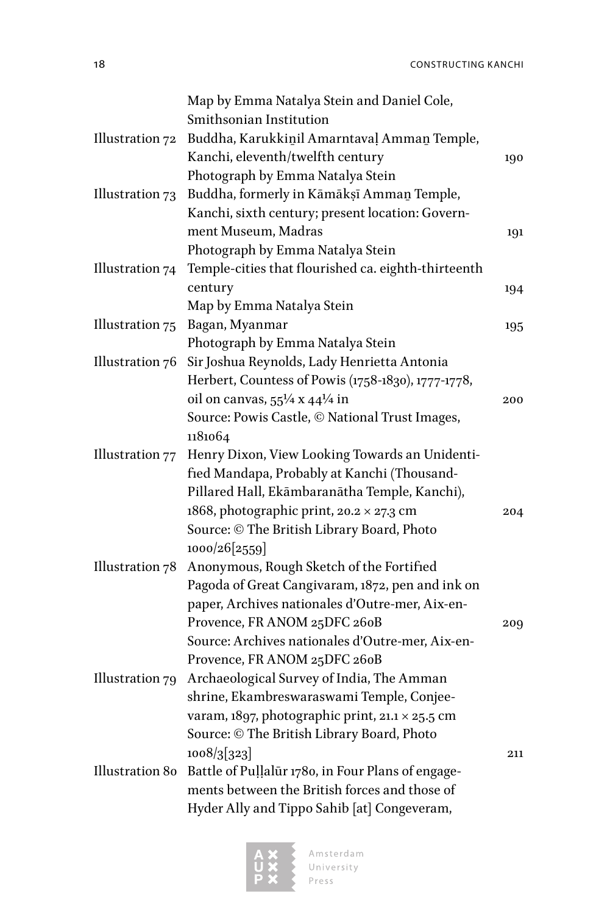Map by Emma Natalya Stein and Daniel Cole, Smithsonian Institution

Illustration 72 Buddha, Karukkiṉil Amarntavaḷ Ammaṉ Temple, Kanchi, eleventh/twelfth century 190
Photograph by Emma Natalya Stein

Illustration 73 Buddha, formerly in Kāmākṣī Ammaṉ Temple, Kanchi, sixth century; present location: Government Museum, Madras 191
Photograph by Emma Natalya Stein

Illustration 74 Temple-cities that flourished ca. eighth-thirteenth century 194
Map by Emma Natalya Stein

Illustration 75 Bagan, Myanmar 195
Photograph by Emma Natalya Stein

Illustration 76 Sir Joshua Reynolds, Lady Henrietta Antonia Herbert, Countess of Powis (1758-1830), 1777-1778, oil on canvas, 55¼ x 44¼ in 200
Source: Powis Castle, © National Trust Images, 1181064

Illustration 77 Henry Dixon, View Looking Towards an Unidentified Mandapa, Probably at Kanchi (Thousand-Pillared Hall, Ekāmbaranātha Temple, Kanchi), 1868, photographic print, 20.2 × 27.3 cm 204
Source: © The British Library Board, Photo 1000/26[2559]

Illustration 78 Anonymous, Rough Sketch of the Fortified Pagoda of Great Cangivaram, 1872, pen and ink on paper, Archives nationales d'Outre-mer, Aix-en-Provence, FR ANOM 25DFC 260B 209
Source: Archives nationales d'Outre-mer, Aix-en-Provence, FR ANOM 25DFC 260B

Illustration 79 Archaeological Survey of India, The Amman shrine, Ekambreswaraswami Temple, Conjeevaram, 1897, photographic print, 21.1 × 25.5 cm
Source: © The British Library Board, Photo 1008/3[323] 211

Illustration 80 Battle of Puḷḷalūr 1780, in Four Plans of engagements between the British forces and those of Hyder Ally and Tippo Sahib [at] Congeveram,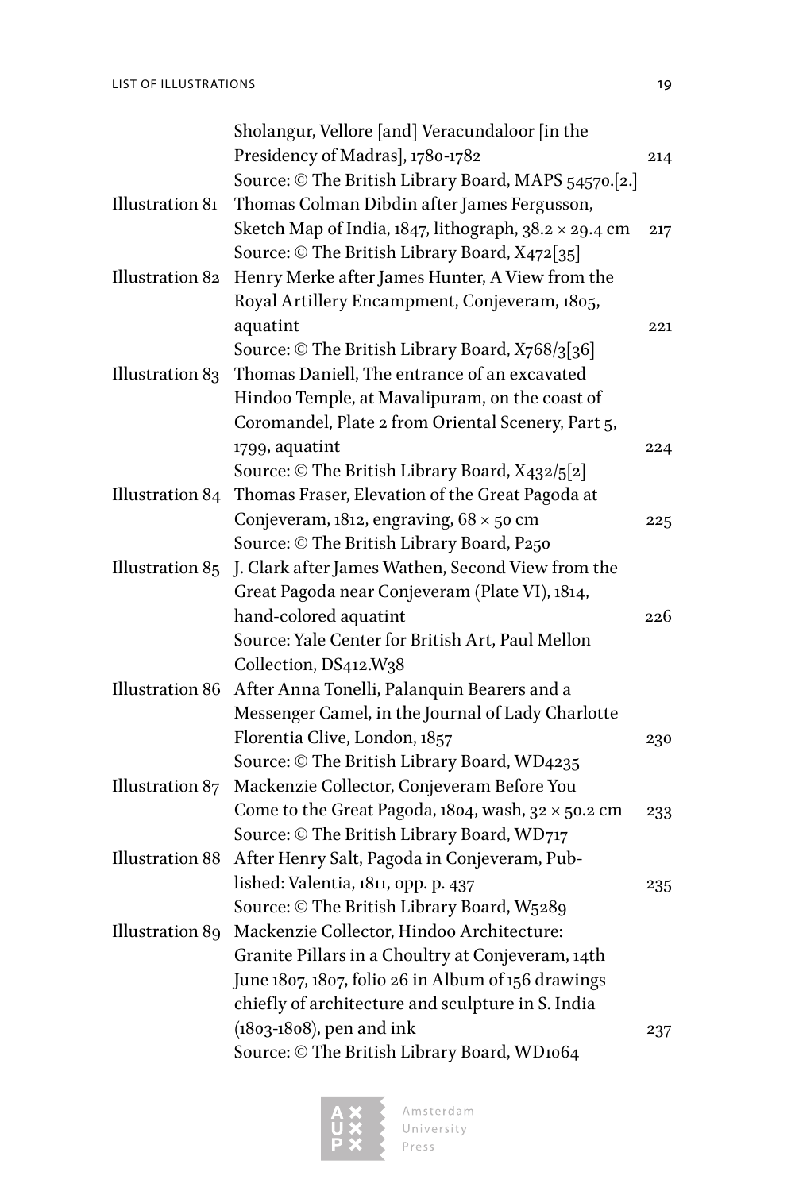Sholangur, Vellore [and] Veracundaloor [in the Presidency of Madras], 1780-1782 214
Source: © The British Library Board, MAPS 54570.[2.]

Illustration 81 Thomas Colman Dibdin after James Fergusson, Sketch Map of India, 1847, lithograph, 38.2 × 29.4 cm 217
Source: © The British Library Board, X472[35]

Illustration 82 Henry Merke after James Hunter, A View from the Royal Artillery Encampment, Conjeveram, 1805, aquatint 221
Source: © The British Library Board, X768/3[36]

Illustration 83 Thomas Daniell, The entrance of an excavated Hindoo Temple, at Mavalipuram, on the coast of Coromandel, Plate 2 from Oriental Scenery, Part 5, 1799, aquatint 224
Source: © The British Library Board, X432/5[2]

Illustration 84 Thomas Fraser, Elevation of the Great Pagoda at Conjeveram, 1812, engraving, 68 × 50 cm 225
Source: © The British Library Board, P250

Illustration 85 J. Clark after James Wathen, Second View from the Great Pagoda near Conjeveram (Plate VI), 1814, hand-colored aquatint 226
Source: Yale Center for British Art, Paul Mellon Collection, DS412.W38

Illustration 86 After Anna Tonelli, Palanquin Bearers and a Messenger Camel, in the Journal of Lady Charlotte Florentia Clive, London, 1857 230
Source: © The British Library Board, WD4235

Illustration 87 Mackenzie Collector, Conjeveram Before You Come to the Great Pagoda, 1804, wash, 32 × 50.2 cm 233
Source: © The British Library Board, WD717

Illustration 88 After Henry Salt, Pagoda in Conjeveram, Published: Valentia, 1811, opp. p. 437 235
Source: © The British Library Board, W5289

Illustration 89 Mackenzie Collector, Hindoo Architecture: Granite Pillars in a Choultry at Conjeveram, 14th June 1807, 1807, folio 26 in Album of 156 drawings chiefly of architecture and sculpture in S. India (1803-1808), pen and ink 237
Source: © The British Library Board, WD1064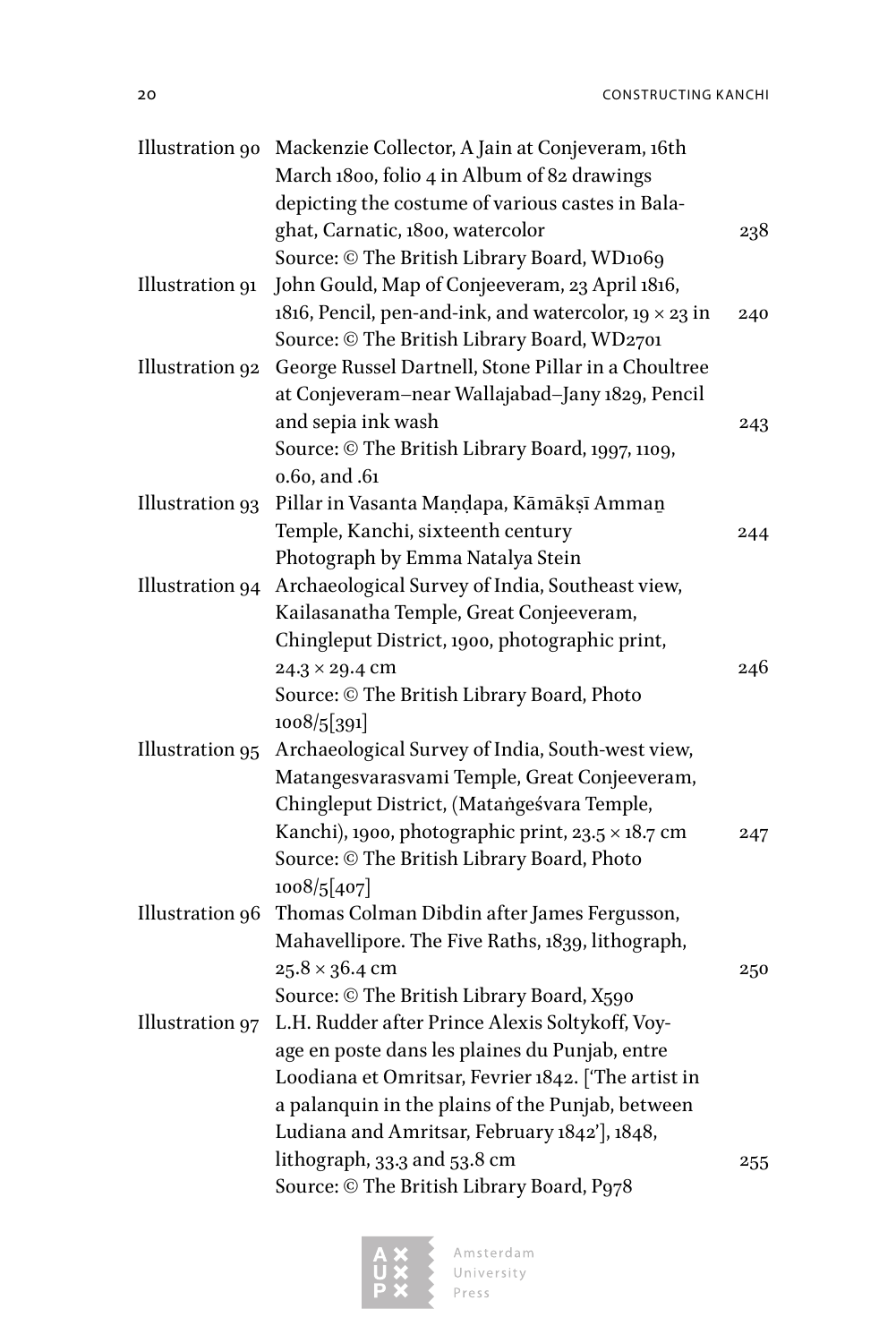| | | |
|---|---|---|
| Illustration 90 | Mackenzie Collector, A Jain at Conjeveram, 16th March 1800, folio 4 in Album of 82 drawings depicting the costume of various castes in Balaghat, Carnatic, 1800, watercolor<br>Source: © The British Library Board, WD1069 | 238 |
| Illustration 91 | John Gould, Map of Conjeeveram, 23 April 1816, 1816, Pencil, pen-and-ink, and watercolor, 19 × 23 in<br>Source: © The British Library Board, WD2701 | 240 |
| Illustration 92 | George Russel Dartnell, Stone Pillar in a Choultree at Conjeveram–near Wallajabad–Jany 1829, Pencil and sepia ink wash<br>Source: © The British Library Board, 1997, 1109, 0.60, and .61 | 243 |
| Illustration 93 | Pillar in Vasanta Maṇḍapa, Kāmākṣī Amman Temple, Kanchi, sixteenth century<br>Photograph by Emma Natalya Stein | 244 |
| Illustration 94 | Archaeological Survey of India, Southeast view, Kailasanatha Temple, Great Conjeeveram, Chingleput District, 1900, photographic print, 24.3 × 29.4 cm<br>Source: © The British Library Board, Photo 1008/5[391] | 246 |
| Illustration 95 | Archaeological Survey of India, South-west view, Matangesvarasvami Temple, Great Conjeeveram, Chingleput District, (Mataṅgeśvara Temple, Kanchi), 1900, photographic print, 23.5 × 18.7 cm<br>Source: © The British Library Board, Photo 1008/5[407] | 247 |
| Illustration 96 | Thomas Colman Dibdin after James Fergusson, Mahavellipore. The Five Raths, 1839, lithograph, 25.8 × 36.4 cm<br>Source: © The British Library Board, X590 | 250 |
| Illustration 97 | L.H. Rudder after Prince Alexis Soltykoff, Voyage en poste dans les plaines du Punjab, entre Loodiana et Omritsar, Fevrier 1842. ['The artist in a palanquin in the plains of the Punjab, between Ludiana and Amritsar, February 1842'], 1848, lithograph, 33.3 and 53.8 cm<br>Source: © The British Library Board, P978 | 255 |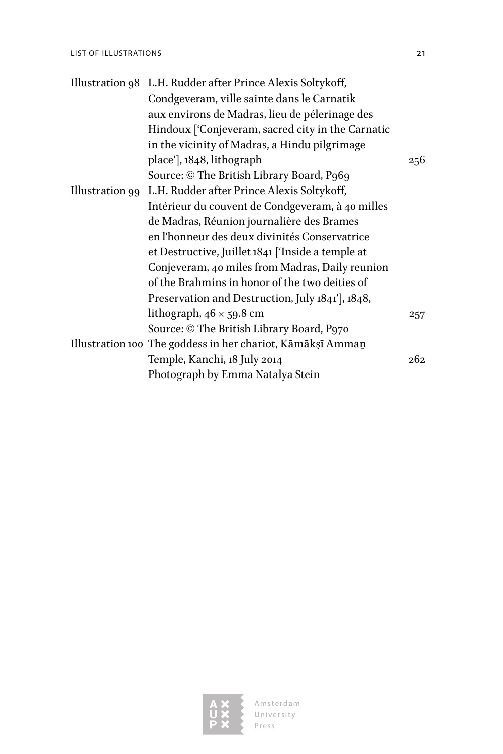| | | |
|---|---|---|
| Illustration 98 | L.H. Rudder after Prince Alexis Soltykoff, Condgeveram, ville sainte dans le Carnatik aux environs de Madras, lieu de pélerinage des Hindoux ['Conjeveram, sacred city in the Carnatic in the vicinity of Madras, a Hindu pilgrimage place'], 1848, lithograph<br>Source: © The British Library Board, P969 | 256 |
| Illustration 99 | L.H. Rudder after Prince Alexis Soltykoff, Intérieur du couvent de Condgeveram, à 40 milles de Madras, Réunion journalière des Brames en l'honneur des deux divinités Conservatrice et Destructive, Juillet 1841 ['Inside a temple at Conjeveram, 40 miles from Madras, Daily reunion of the Brahmins in honor of the two deities of Preservation and Destruction, July 1841'], 1848, lithograph, 46 × 59.8 cm<br>Source: © The British Library Board, P970 | 257 |
| Illustration 100 | The goddess in her chariot, Kāmākṣī Ammaṉ Temple, Kanchi, 18 July 2014<br>Photograph by Emma Natalya Stein | 262 |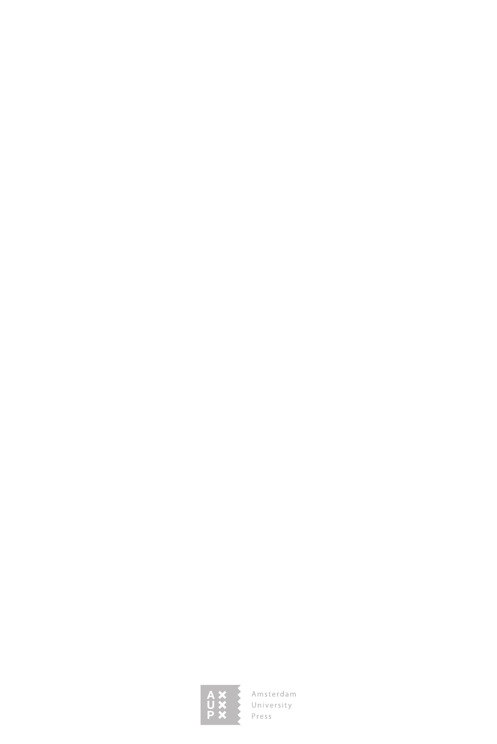Amsterdam University Press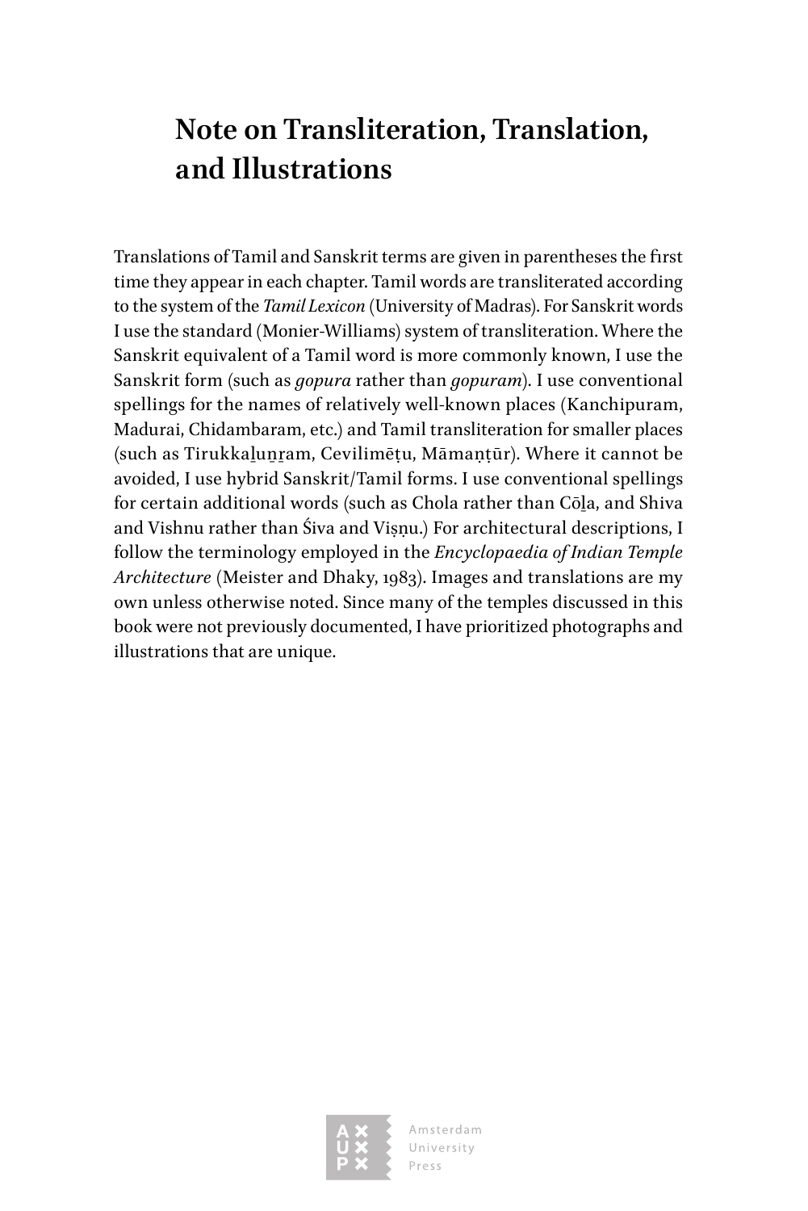# Note on Transliteration, Translation, and Illustrations

Translations of Tamil and Sanskrit terms are given in parentheses the first time they appear in each chapter. Tamil words are transliterated according to the system of the *Tamil Lexicon* (University of Madras). For Sanskrit words I use the standard (Monier-Williams) system of transliteration. Where the Sanskrit equivalent of a Tamil word is more commonly known, I use the Sanskrit form (such as *gopura* rather than *gopuram*). I use conventional spellings for the names of relatively well-known places (Kanchipuram, Madurai, Chidambaram, etc.) and Tamil transliteration for smaller places (such as Tirukkaḻuṉṟam, Cevilimēṭu, Māmaṇṭūr). Where it cannot be avoided, I use hybrid Sanskrit/Tamil forms. I use conventional spellings for certain additional words (such as Chola rather than Cōḻa, and Shiva and Vishnu rather than Śiva and Viṣṇu.) For architectural descriptions, I follow the terminology employed in the *Encyclopaedia of Indian Temple Architecture* (Meister and Dhaky, 1983). Images and translations are my own unless otherwise noted. Since many of the temples discussed in this book were not previously documented, I have prioritized photographs and illustrations that are unique.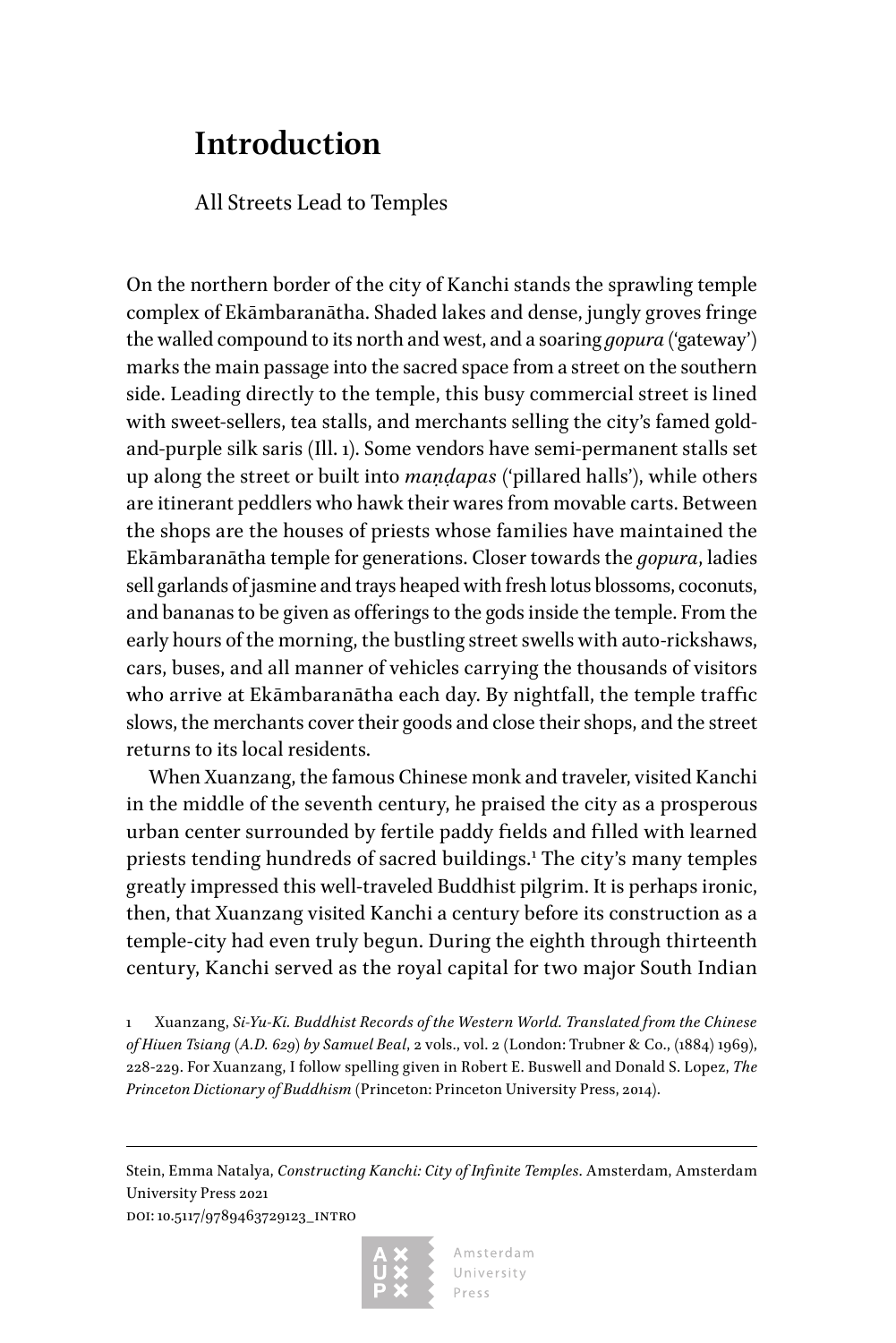# Introduction

All Streets Lead to Temples

On the northern border of the city of Kanchi stands the sprawling temple complex of Ekāmbaranātha. Shaded lakes and dense, jungly groves fringe the walled compound to its north and west, and a soaring *gopura* ('gateway') marks the main passage into the sacred space from a street on the southern side. Leading directly to the temple, this busy commercial street is lined with sweet-sellers, tea stalls, and merchants selling the city's famed gold-and-purple silk saris (Ill. 1). Some vendors have semi-permanent stalls set up along the street or built into *maṇḍapas* ('pillared halls'), while others are itinerant peddlers who hawk their wares from movable carts. Between the shops are the houses of priests whose families have maintained the Ekāmbaranātha temple for generations. Closer towards the *gopura*, ladies sell garlands of jasmine and trays heaped with fresh lotus blossoms, coconuts, and bananas to be given as offerings to the gods inside the temple. From the early hours of the morning, the bustling street swells with auto-rickshaws, cars, buses, and all manner of vehicles carrying the thousands of visitors who arrive at Ekāmbaranātha each day. By nightfall, the temple traffic slows, the merchants cover their goods and close their shops, and the street returns to its local residents.

When Xuanzang, the famous Chinese monk and traveler, visited Kanchi in the middle of the seventh century, he praised the city as a prosperous urban center surrounded by fertile paddy fields and filled with learned priests tending hundreds of sacred buildings.[1] The city's many temples greatly impressed this well-traveled Buddhist pilgrim. It is perhaps ironic, then, that Xuanzang visited Kanchi a century before its construction as a temple-city had even truly begun. During the eighth through thirteenth century, Kanchi served as the royal capital for two major South Indian

1 Xuanzang, *Si-Yu-Ki. Buddhist Records of the Western World. Translated from the Chinese of Hiuen Tsiang (A.D. 629) by Samuel Beal*, 2 vols., vol. 2 (London: Trubner & Co., (1884) 1969), 228-229. For Xuanzang, I follow spelling given in Robert E. Buswell and Donald S. Lopez, *The Princeton Dictionary of Buddhism* (Princeton: Princeton University Press, 2014).

Stein, Emma Natalya, *Constructing Kanchi: City of Infinite Temples*. Amsterdam, Amsterdam University Press 2021

doi: 10.5117/9789463729123_intro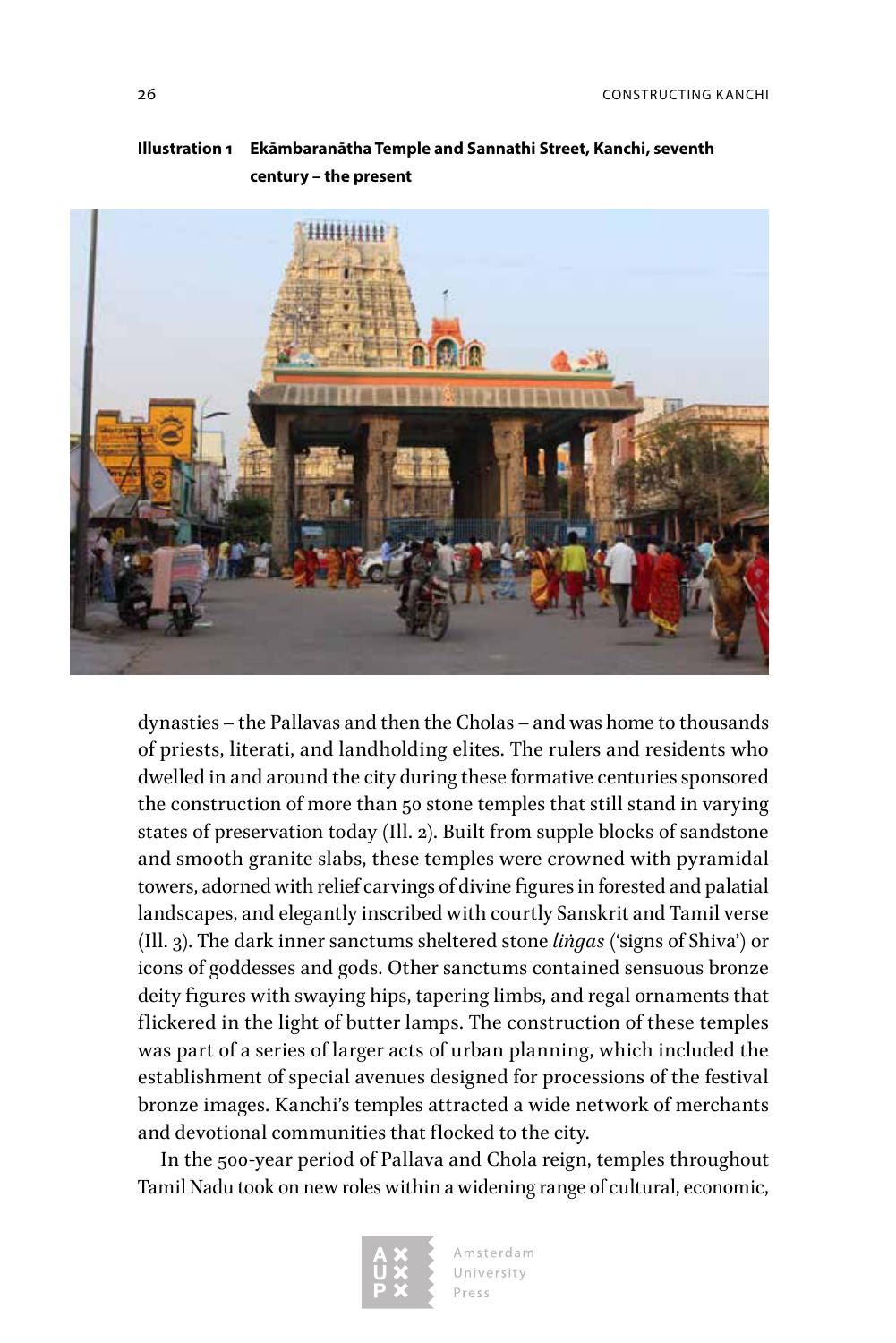**Illustration 1 Ekāmbaranātha Temple and Sannathi Street, Kanchi, seventh century – the present**

dynasties – the Pallavas and then the Cholas – and was home to thousands of priests, literati, and landholding elites. The rulers and residents who dwelled in and around the city during these formative centuries sponsored the construction of more than 50 stone temples that still stand in varying states of preservation today (Ill. 2). Built from supple blocks of sandstone and smooth granite slabs, these temples were crowned with pyramidal towers, adorned with relief carvings of divine figures in forested and palatial landscapes, and elegantly inscribed with courtly Sanskrit and Tamil verse (Ill. 3). The dark inner sanctums sheltered stone *liṅgas* ('signs of Shiva') or icons of goddesses and gods. Other sanctums contained sensuous bronze deity figures with swaying hips, tapering limbs, and regal ornaments that flickered in the light of butter lamps. The construction of these temples was part of a series of larger acts of urban planning, which included the establishment of special avenues designed for processions of the festival bronze images. Kanchi's temples attracted a wide network of merchants and devotional communities that flocked to the city.

In the 500-year period of Pallava and Chola reign, temples throughout Tamil Nadu took on new roles within a widening range of cultural, economic,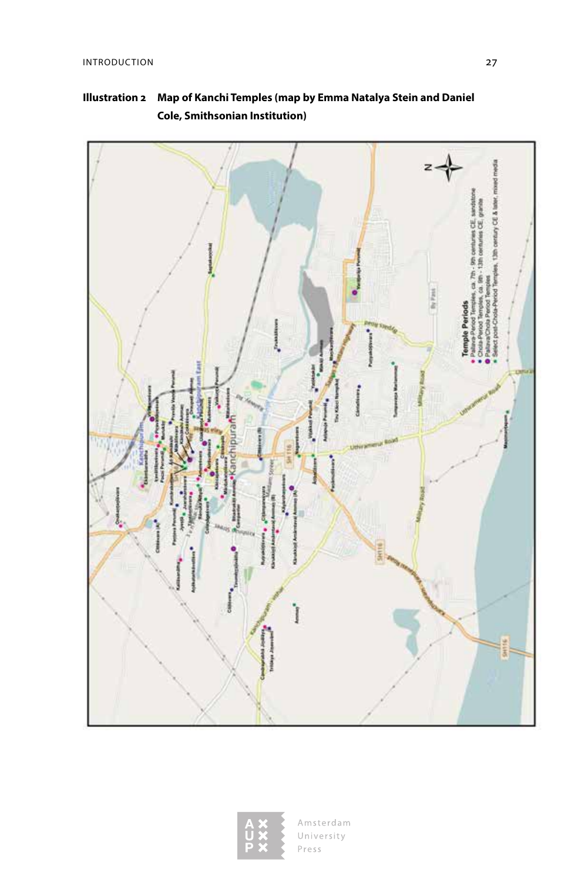**Illustration 2 Map of Kanchi Temples (map by Emma Natalya Stein and Daniel Cole, Smithsonian Institution)**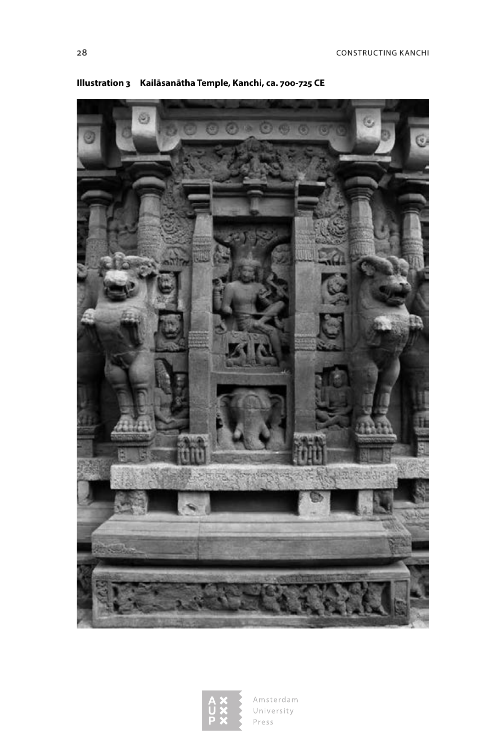**Illustration 3 Kailāsanātha Temple, Kanchi, ca. 700-725 CE**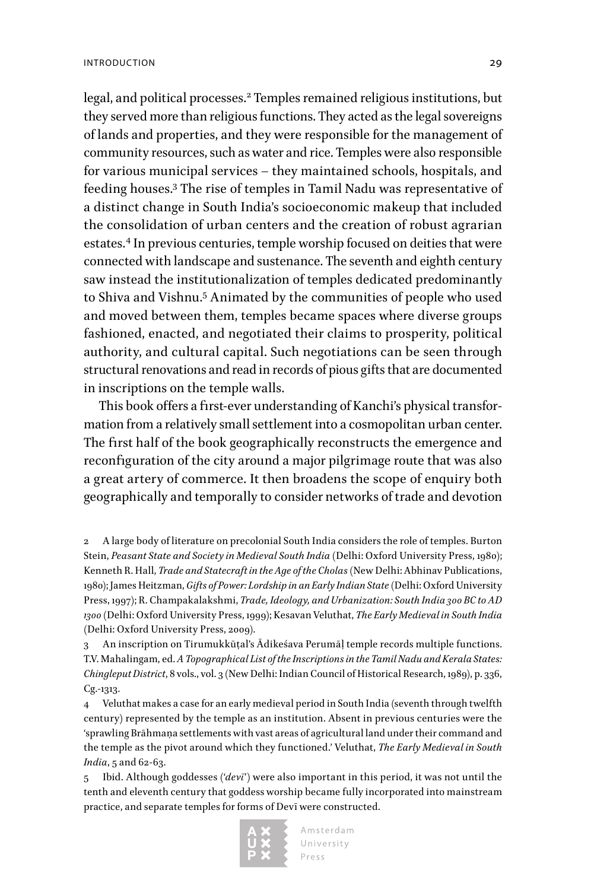legal, and political processes.[2] Temples remained religious institutions, but they served more than religious functions. They acted as the legal sovereigns of lands and properties, and they were responsible for the management of community resources, such as water and rice. Temples were also responsible for various municipal services – they maintained schools, hospitals, and feeding houses.[3] The rise of temples in Tamil Nadu was representative of a distinct change in South India's socioeconomic makeup that included the consolidation of urban centers and the creation of robust agrarian estates.[4] In previous centuries, temple worship focused on deities that were connected with landscape and sustenance. The seventh and eighth century saw instead the institutionalization of temples dedicated predominantly to Shiva and Vishnu.[5] Animated by the communities of people who used and moved between them, temples became spaces where diverse groups fashioned, enacted, and negotiated their claims to prosperity, political authority, and cultural capital. Such negotiations can be seen through structural renovations and read in records of pious gifts that are documented in inscriptions on the temple walls.

This book offers a first-ever understanding of Kanchi's physical transformation from a relatively small settlement into a cosmopolitan urban center. The first half of the book geographically reconstructs the emergence and reconfiguration of the city around a major pilgrimage route that was also a great artery of commerce. It then broadens the scope of enquiry both geographically and temporally to consider networks of trade and devotion

---

2 A large body of literature on precolonial South India considers the role of temples. Burton Stein, *Peasant State and Society in Medieval South India* (Delhi: Oxford University Press, 1980); Kenneth R. Hall, *Trade and Statecraft in the Age of the Cholas* (New Delhi: Abhinav Publications, 1980); James Heitzman, *Gifts of Power: Lordship in an Early Indian State* (Delhi: Oxford University Press, 1997); R. Champakalakshmi, *Trade, Ideology, and Urbanization: South India 300 BC to AD 1300* (Delhi: Oxford University Press, 1999); Kesavan Veluthat, *The Early Medieval in South India* (Delhi: Oxford University Press, 2009).

3 An inscription on Tirumukkūṭal's Ādikeśava Perumāḷ temple records multiple functions. T.V. Mahalingam, ed. *A Topographical List of the Inscriptions in the Tamil Nadu and Kerala States: Chingleput District*, 8 vols., vol. 3 (New Delhi: Indian Council of Historical Research, 1989), p. 336, Cg.-1313.

4 Veluthat makes a case for an early medieval period in South India (seventh through twelfth century) represented by the temple as an institution. Absent in previous centuries were the 'sprawling Brāhmaṇa settlements with vast areas of agricultural land under their command and the temple as the pivot around which they functioned.' Veluthat, *The Early Medieval in South India*, 5 and 62-63.

5 Ibid. Although goddesses ('*devī*') were also important in this period, it was not until the tenth and eleventh century that goddess worship became fully incorporated into mainstream practice, and separate temples for forms of Devī were constructed.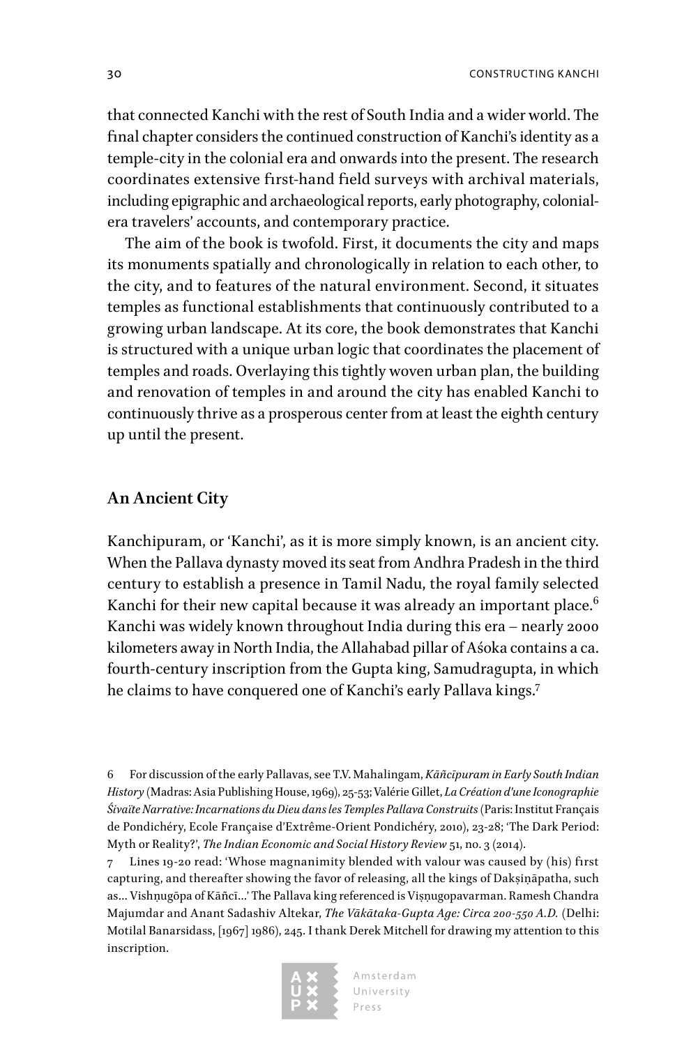that connected Kanchi with the rest of South India and a wider world. The final chapter considers the continued construction of Kanchi's identity as a temple-city in the colonial era and onwards into the present. The research coordinates extensive first-hand field surveys with archival materials, including epigraphic and archaeological reports, early photography, colonial-era travelers' accounts, and contemporary practice.

The aim of the book is twofold. First, it documents the city and maps its monuments spatially and chronologically in relation to each other, to the city, and to features of the natural environment. Second, it situates temples as functional establishments that continuously contributed to a growing urban landscape. At its core, the book demonstrates that Kanchi is structured with a unique urban logic that coordinates the placement of temples and roads. Overlaying this tightly woven urban plan, the building and renovation of temples in and around the city has enabled Kanchi to continuously thrive as a prosperous center from at least the eighth century up until the present.

## An Ancient City

Kanchipuram, or 'Kanchi', as it is more simply known, is an ancient city. When the Pallava dynasty moved its seat from Andhra Pradesh in the third century to establish a presence in Tamil Nadu, the royal family selected Kanchi for their new capital because it was already an important place.[6] Kanchi was widely known throughout India during this era – nearly 2000 kilometers away in North India, the Allahabad pillar of Aśoka contains a ca. fourth-century inscription from the Gupta king, Samudragupta, in which he claims to have conquered one of Kanchi's early Pallava kings.[7]

6 For discussion of the early Pallavas, see T.V. Mahalingam, *Kāñcīpuram in Early South Indian History* (Madras: Asia Publishing House, 1969), 25-53; Valérie Gillet, *La Création d'une Iconographie Śivaïte Narrative: Incarnations du Dieu dans les Temples Pallava Construits* (Paris: Institut Français de Pondichéry, Ecole Française d'Extrême-Orient Pondichéry, 2010), 23-28; 'The Dark Period: Myth or Reality?', *The Indian Economic and Social History Review* 51, no. 3 (2014).

7 Lines 19-20 read: 'Whose magnanimity blended with valour was caused by (his) first capturing, and thereafter showing the favor of releasing, all the kings of Dakṣiṇāpatha, such as… Vishṇugōpa of Kāñcī…' The Pallava king referenced is Viṣṇugopavarman. Ramesh Chandra Majumdar and Anant Sadashiv Altekar, *The Vākātaka-Gupta Age: Circa 200-550 A.D.* (Delhi: Motilal Banarsidass, [1967] 1986), 245. I thank Derek Mitchell for drawing my attention to this inscription.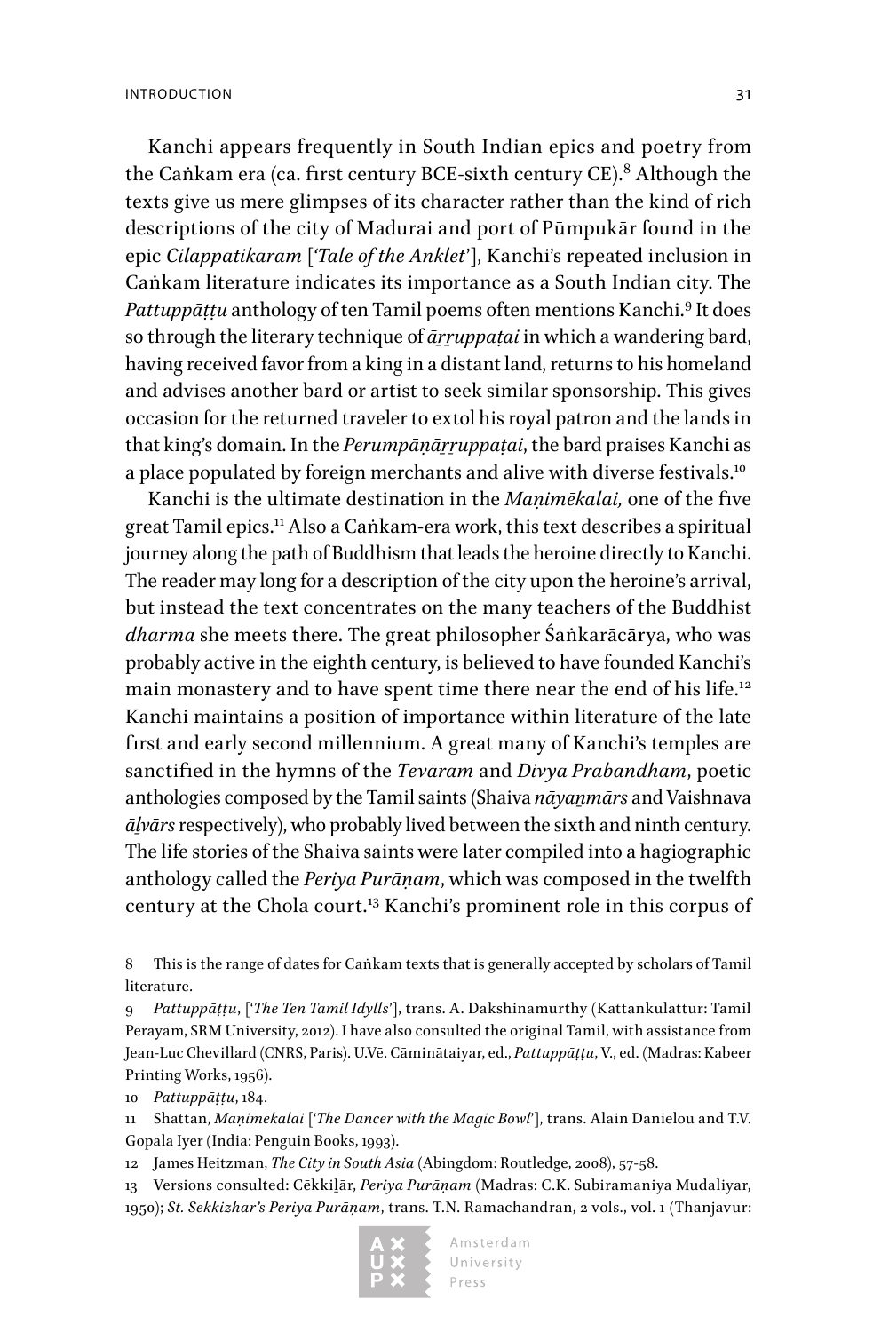Kanchi appears frequently in South Indian epics and poetry from the Caṅkam era (ca. first century BCE-sixth century CE).[8] Although the texts give us mere glimpses of its character rather than the kind of rich descriptions of the city of Madurai and port of Pūmpukār found in the epic *Cilappatikāram* [*'Tale of the Anklet'*], Kanchi's repeated inclusion in Caṅkam literature indicates its importance as a South Indian city. The *Pattuppāṭṭu* anthology of ten Tamil poems often mentions Kanchi.[9] It does so through the literary technique of *āṟṟuppaṭai* in which a wandering bard, having received favor from a king in a distant land, returns to his homeland and advises another bard or artist to seek similar sponsorship. This gives occasion for the returned traveler to extol his royal patron and the lands in that king's domain. In the *Perumpāṇāṟṟuppaṭai*, the bard praises Kanchi as a place populated by foreign merchants and alive with diverse festivals.[10]

Kanchi is the ultimate destination in the *Maṇimēkalai,* one of the five great Tamil epics.[11] Also a Caṅkam-era work, this text describes a spiritual journey along the path of Buddhism that leads the heroine directly to Kanchi. The reader may long for a description of the city upon the heroine's arrival, but instead the text concentrates on the many teachers of the Buddhist *dharma* she meets there. The great philosopher Śaṅkarācārya, who was probably active in the eighth century, is believed to have founded Kanchi's main monastery and to have spent time there near the end of his life.[12] Kanchi maintains a position of importance within literature of the late first and early second millennium. A great many of Kanchi's temples are sanctified in the hymns of the *Tēvāram* and *Divya Prabandham*, poetic anthologies composed by the Tamil saints (Shaiva *nāyaṉmārs* and Vaishnava *āḻvārs* respectively), who probably lived between the sixth and ninth century. The life stories of the Shaiva saints were later compiled into a hagiographic anthology called the *Periya Purāṇam*, which was composed in the twelfth century at the Chola court.[13] Kanchi's prominent role in this corpus of

8 This is the range of dates for Caṅkam texts that is generally accepted by scholars of Tamil literature.

9 *Pattuppāṭṭu*, [*'The Ten Tamil Idylls'*], trans. A. Dakshinamurthy (Kattankulattur: Tamil Perayam, SRM University, 2012). I have also consulted the original Tamil, with assistance from Jean-Luc Chevillard (CNRS, Paris). U.Vē. Cāminātaiyar, ed., *Pattuppāṭṭu*, V., ed. (Madras: Kabeer Printing Works, 1956).

10 *Pattuppāṭṭu*, 184.

11 Shattan, *Maṇimēkalai* [*'The Dancer with the Magic Bowl'*], trans. Alain Danielou and T.V. Gopala Iyer (India: Penguin Books, 1993).

12 James Heitzman, *The City in South Asia* (Abingdom: Routledge, 2008), 57-58.

13 Versions consulted: Cēkkiḻār, *Periya Purāṇam* (Madras: C.K. Subiramaniya Mudaliyar, 1950); *St. Sekkizhar's Periya Purāṇam*, trans. T.N. Ramachandran, 2 vols., vol. 1 (Thanjavur: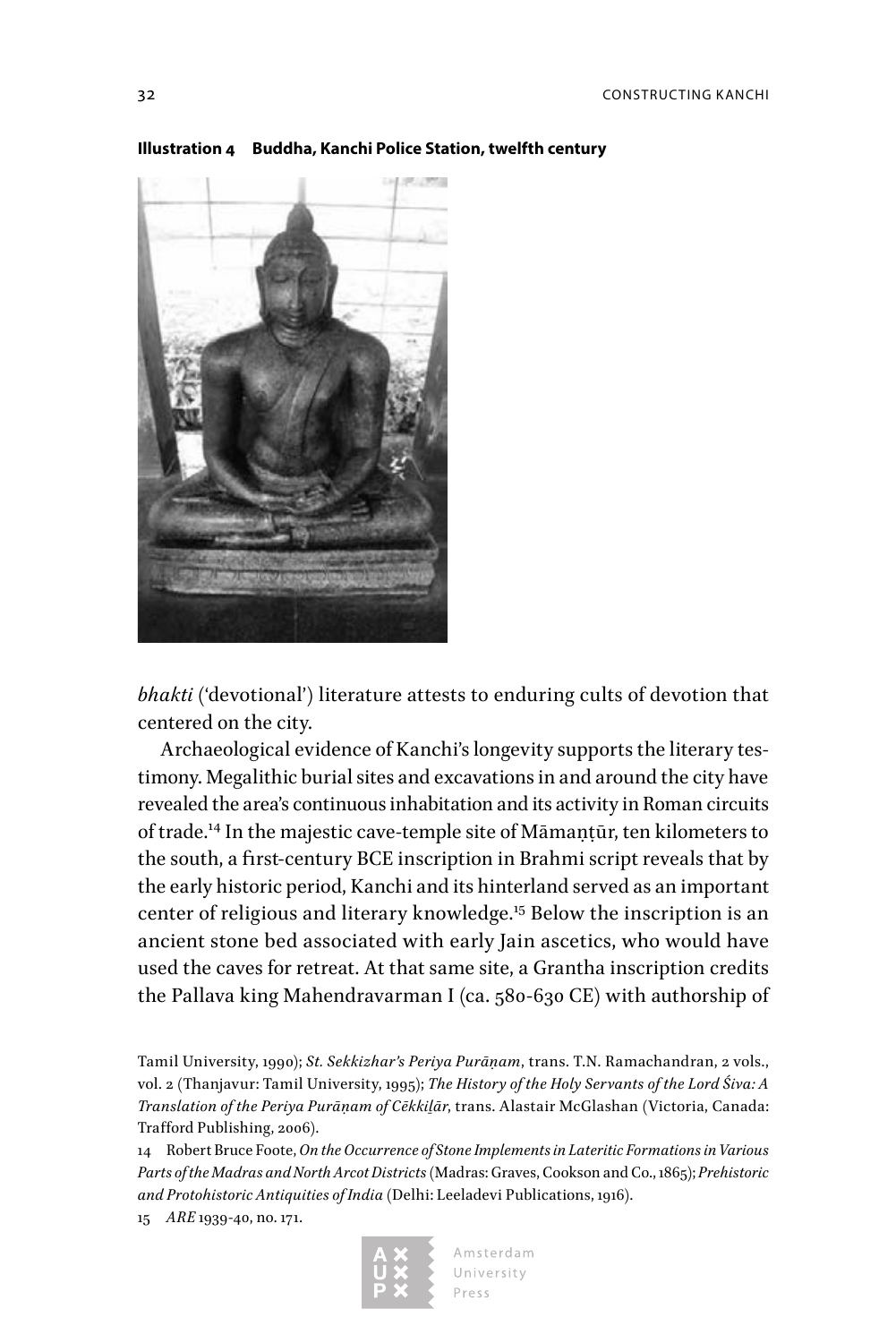**Illustration 4 Buddha, Kanchi Police Station, twelfth century**

*bhakti* ('devotional') literature attests to enduring cults of devotion that centered on the city.

Archaeological evidence of Kanchi's longevity supports the literary testimony. Megalithic burial sites and excavations in and around the city have revealed the area's continuous inhabitation and its activity in Roman circuits of trade.[14] In the majestic cave-temple site of Māmaṇṭūr, ten kilometers to the south, a first-century BCE inscription in Brahmi script reveals that by the early historic period, Kanchi and its hinterland served as an important center of religious and literary knowledge.[15] Below the inscription is an ancient stone bed associated with early Jain ascetics, who would have used the caves for retreat. At that same site, a Grantha inscription credits the Pallava king Mahendravarman I (ca. 580-630 CE) with authorship of

Tamil University, 1990); *St. Sekkizhar's Periya Purāṇam*, trans. T.N. Ramachandran, 2 vols., vol. 2 (Thanjavur: Tamil University, 1995); *The History of the Holy Servants of the Lord Śiva: A Translation of the Periya Purāṇam of Cēkkiḻār*, trans. Alastair McGlashan (Victoria, Canada: Trafford Publishing, 2006).

14 Robert Bruce Foote, *On the Occurrence of Stone Implements in Lateritic Formations in Various Parts of the Madras and North Arcot Districts* (Madras: Graves, Cookson and Co., 1865); *Prehistoric and Protohistoric Antiquities of India* (Delhi: Leeladevi Publications, 1916).

15 *ARE* 1939-40, no. 171.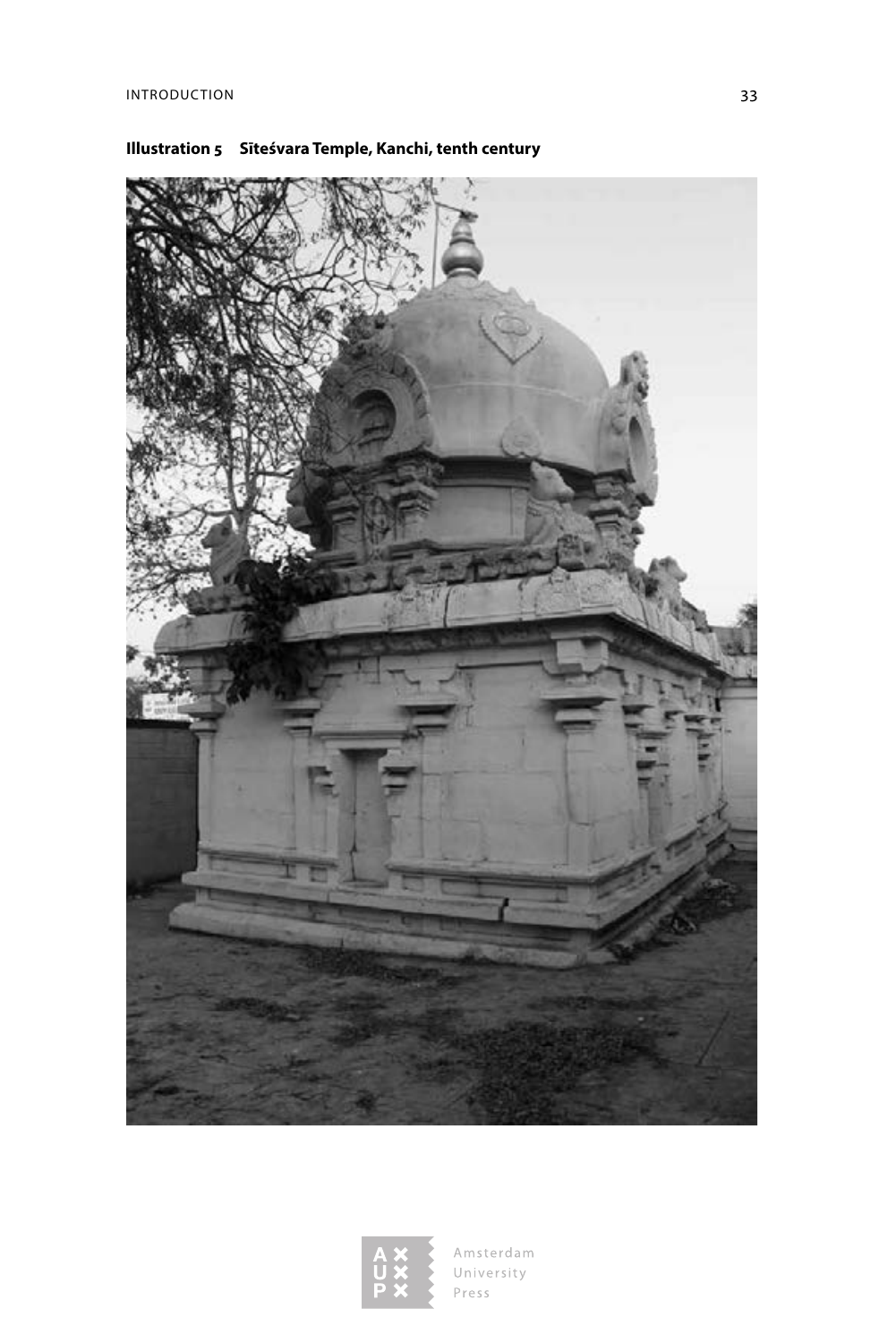**Illustration 5 Sīteśvara Temple, Kanchi, tenth century**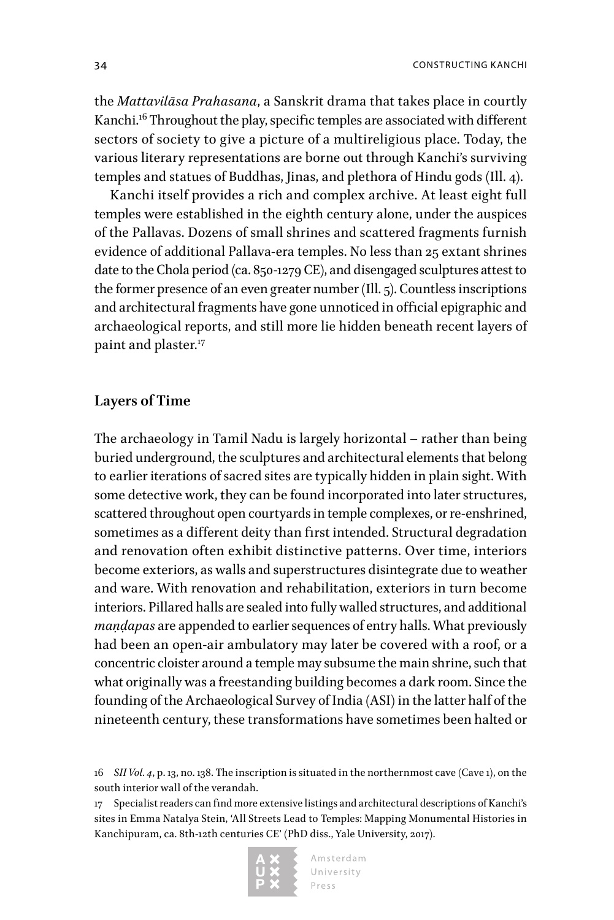the *Mattavilāsa Prahasana*, a Sanskrit drama that takes place in courtly Kanchi.[16] Throughout the play, specific temples are associated with different sectors of society to give a picture of a multireligious place. Today, the various literary representations are borne out through Kanchi's surviving temples and statues of Buddhas, Jinas, and plethora of Hindu gods (Ill. 4).

Kanchi itself provides a rich and complex archive. At least eight full temples were established in the eighth century alone, under the auspices of the Pallavas. Dozens of small shrines and scattered fragments furnish evidence of additional Pallava-era temples. No less than 25 extant shrines date to the Chola period (ca. 850-1279 CE), and disengaged sculptures attest to the former presence of an even greater number (Ill. 5). Countless inscriptions and architectural fragments have gone unnoticed in official epigraphic and archaeological reports, and still more lie hidden beneath recent layers of paint and plaster.[17]

## Layers of Time

The archaeology in Tamil Nadu is largely horizontal – rather than being buried underground, the sculptures and architectural elements that belong to earlier iterations of sacred sites are typically hidden in plain sight. With some detective work, they can be found incorporated into later structures, scattered throughout open courtyards in temple complexes, or re-enshrined, sometimes as a different deity than first intended. Structural degradation and renovation often exhibit distinctive patterns. Over time, interiors become exteriors, as walls and superstructures disintegrate due to weather and ware. With renovation and rehabilitation, exteriors in turn become interiors. Pillared halls are sealed into fully walled structures, and additional *maṇḍapas* are appended to earlier sequences of entry halls. What previously had been an open-air ambulatory may later be covered with a roof, or a concentric cloister around a temple may subsume the main shrine, such that what originally was a freestanding building becomes a dark room. Since the founding of the Archaeological Survey of India (ASI) in the latter half of the nineteenth century, these transformations have sometimes been halted or

16 *SII Vol. 4*, p. 13, no. 138. The inscription is situated in the northernmost cave (Cave 1), on the south interior wall of the verandah.

17 Specialist readers can find more extensive listings and architectural descriptions of Kanchi's sites in Emma Natalya Stein, 'All Streets Lead to Temples: Mapping Monumental Histories in Kanchipuram, ca. 8th-12th centuries CE' (PhD diss., Yale University, 2017).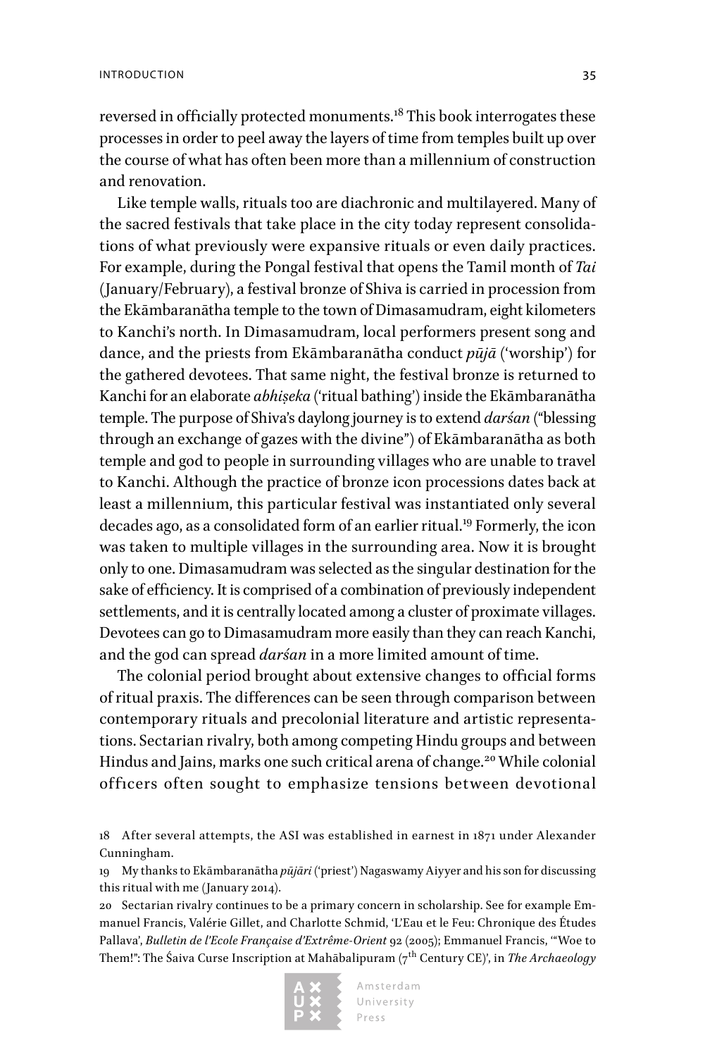reversed in officially protected monuments.[18] This book interrogates these processes in order to peel away the layers of time from temples built up over the course of what has often been more than a millennium of construction and renovation.

Like temple walls, rituals too are diachronic and multilayered. Many of the sacred festivals that take place in the city today represent consolidations of what previously were expansive rituals or even daily practices. For example, during the Pongal festival that opens the Tamil month of *Tai* (January/February), a festival bronze of Shiva is carried in procession from the Ekāmbaranātha temple to the town of Dimasamudram, eight kilometers to Kanchi's north. In Dimasamudram, local performers present song and dance, and the priests from Ekāmbaranātha conduct *pūjā* ('worship') for the gathered devotees. That same night, the festival bronze is returned to Kanchi for an elaborate *abhiṣeka* ('ritual bathing') inside the Ekāmbaranātha temple. The purpose of Shiva's daylong journey is to extend *darśan* ("blessing through an exchange of gazes with the divine") of Ekāmbaranātha as both temple and god to people in surrounding villages who are unable to travel to Kanchi. Although the practice of bronze icon processions dates back at least a millennium, this particular festival was instantiated only several decades ago, as a consolidated form of an earlier ritual.[19] Formerly, the icon was taken to multiple villages in the surrounding area. Now it is brought only to one. Dimasamudram was selected as the singular destination for the sake of efficiency. It is comprised of a combination of previously independent settlements, and it is centrally located among a cluster of proximate villages. Devotees can go to Dimasamudram more easily than they can reach Kanchi, and the god can spread *darśan* in a more limited amount of time.

The colonial period brought about extensive changes to official forms of ritual praxis. The differences can be seen through comparison between contemporary rituals and precolonial literature and artistic representations. Sectarian rivalry, both among competing Hindu groups and between Hindus and Jains, marks one such critical arena of change.[20] While colonial officers often sought to emphasize tensions between devotional

18 After several attempts, the ASI was established in earnest in 1871 under Alexander Cunningham.

19 My thanks to Ekāmbaranātha *pūjāri* ('priest') Nagaswamy Aiyyer and his son for discussing this ritual with me (January 2014).

20 Sectarian rivalry continues to be a primary concern in scholarship. See for example Emmanuel Francis, Valérie Gillet, and Charlotte Schmid, 'L'Eau et le Feu: Chronique des Études Pallava', *Bulletin de l'Ecole Française d'Extrême-Orient* 92 (2005); Emmanuel Francis, '"Woe to Them!": The Śaiva Curse Inscription at Mahābalipuram (7th Century CE)', in *The Archaeology*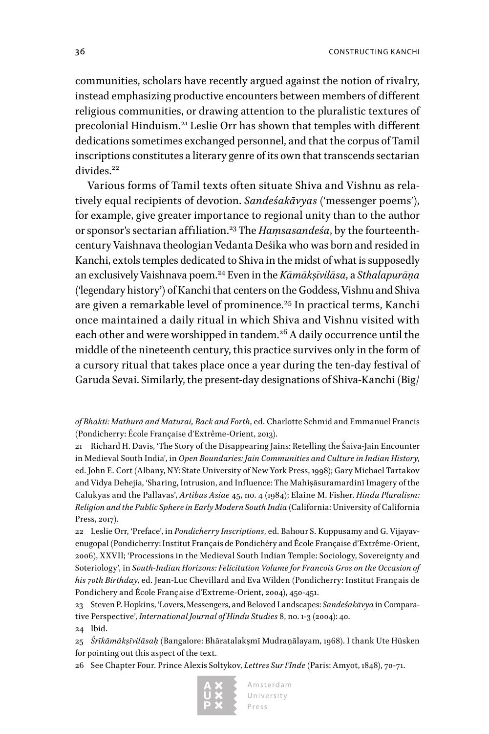communities, scholars have recently argued against the notion of rivalry, instead emphasizing productive encounters between members of different religious communities, or drawing attention to the pluralistic textures of precolonial Hinduism.[21] Leslie Orr has shown that temples with different dedications sometimes exchanged personnel, and that the corpus of Tamil inscriptions constitutes a literary genre of its own that transcends sectarian divides.[22]

Various forms of Tamil texts often situate Shiva and Vishnu as relatively equal recipients of devotion. *Sandeśakāvyas* ('messenger poems'), for example, give greater importance to regional unity than to the author or sponsor's sectarian affiliation.[23] The *Haṃsasandeśa*, by the fourteenth-century Vaishnava theologian Vedānta Deśika who was born and resided in Kanchi, extols temples dedicated to Shiva in the midst of what is supposedly an exclusively Vaishnava poem.[24] Even in the *Kāmākṣīvilāsa*, a *Sthalapurāṇa* ('legendary history') of Kanchi that centers on the Goddess, Vishnu and Shiva are given a remarkable level of prominence.[25] In practical terms, Kanchi once maintained a daily ritual in which Shiva and Vishnu visited with each other and were worshipped in tandem.[26] A daily occurrence until the middle of the nineteenth century, this practice survives only in the form of a cursory ritual that takes place once a year during the ten-day festival of Garuda Sevai. Similarly, the present-day designations of Shiva-Kanchi (Big/

*of Bhakti: Mathurā and Maturai, Back and Forth*, ed. Charlotte Schmid and Emmanuel Francis (Pondicherry: École Française d'Extrême-Orient, 2013).

21 Richard H. Davis, 'The Story of the Disappearing Jains: Retelling the Śaiva-Jain Encounter in Medieval South India', in *Open Boundaries: Jain Communities and Culture in Indian History*, ed. John E. Cort (Albany, NY: State University of New York Press, 1998); Gary Michael Tartakov and Vidya Dehejia, 'Sharing, Intrusion, and Influence: The Mahiṣāsuramardinī Imagery of the Calukyas and the Pallavas', *Artibus Asiae* 45, no. 4 (1984); Elaine M. Fisher, *Hindu Pluralism: Religion and the Public Sphere in Early Modern South India* (California: University of California Press, 2017).

22 Leslie Orr, 'Preface', in *Pondicherry Inscriptions*, ed. Bahour S. Kuppusamy and G. Vijayavenugopal (Pondicherry: Institut Français de Pondichéry and École Française d'Extrême-Orient, 2006), XXVII; 'Processions in the Medieval South Indian Temple: Sociology, Sovereignty and Soteriology', in *South-Indian Horizons: Felicitation Volume for Francois Gros on the Occasion of his 70th Birthday*, ed. Jean-Luc Chevillard and Eva Wilden (Pondicherry: Institut Français de Pondichery and École Française d'Extreme-Orient, 2004), 450-451.

23 Steven P. Hopkins, 'Lovers, Messengers, and Beloved Landscapes: *Sandeśakāvya* in Comparative Perspective', *International Journal of Hindu Studies* 8, no. 1-3 (2004): 40.

24 Ibid.

25 *Śrīkāmākṣīvilāsaḥ* (Bangalore: Bhāratalakṣmī Mudraṇālayam, 1968). I thank Ute Hüsken for pointing out this aspect of the text.

26 See Chapter Four. Prince Alexis Soltykov, *Lettres Sur l'Inde* (Paris: Amyot, 1848), 70-71.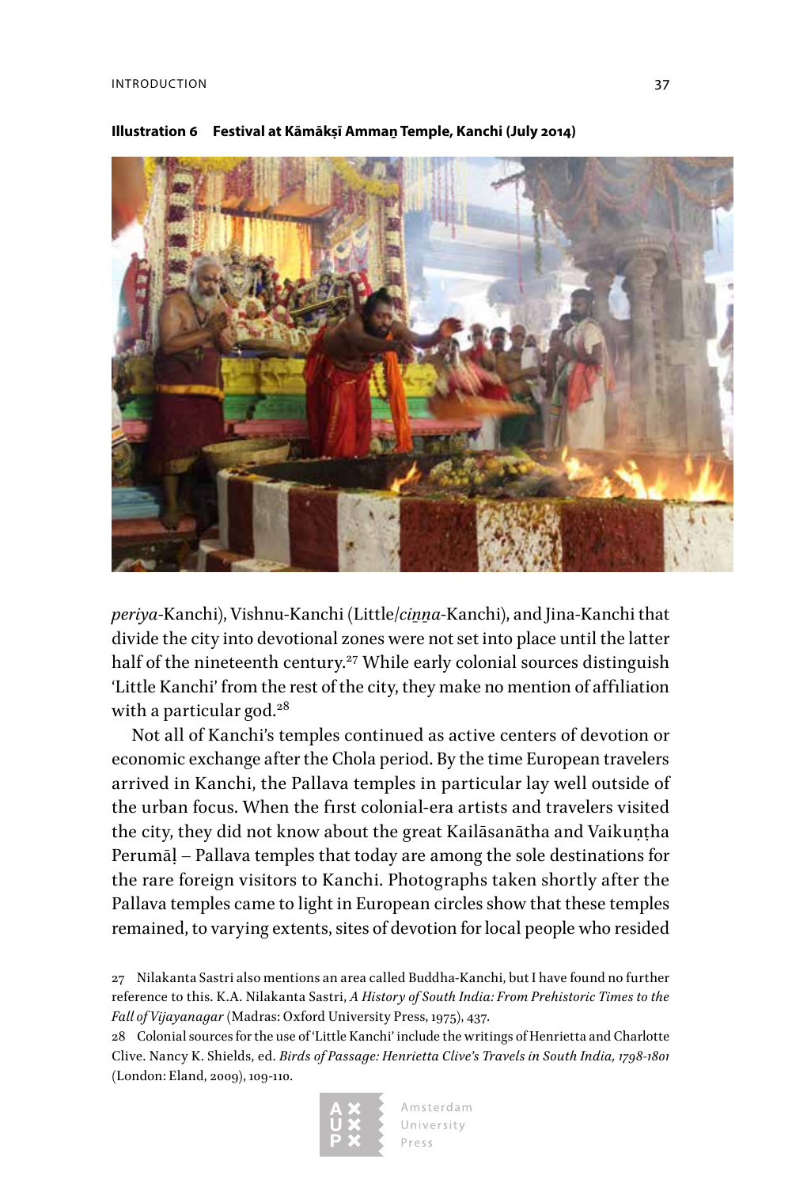**Illustration 6 Festival at Kāmākṣī Ammaṉ Temple, Kanchi (July 2014)**

*periya*-Kanchi), Vishnu-Kanchi (Little/*ciṉṉa*-Kanchi), and Jina-Kanchi that divide the city into devotional zones were not set into place until the latter half of the nineteenth century.[27] While early colonial sources distinguish 'Little Kanchi' from the rest of the city, they make no mention of affiliation with a particular god.[28]

Not all of Kanchi's temples continued as active centers of devotion or economic exchange after the Chola period. By the time European travelers arrived in Kanchi, the Pallava temples in particular lay well outside of the urban focus. When the first colonial-era artists and travelers visited the city, they did not know about the great Kailāsanātha and Vaikuṇṭha Perumāḷ – Pallava temples that today are among the sole destinations for the rare foreign visitors to Kanchi. Photographs taken shortly after the Pallava temples came to light in European circles show that these temples remained, to varying extents, sites of devotion for local people who resided

27 Nilakanta Sastri also mentions an area called Buddha-Kanchi, but I have found no further reference to this. K.A. Nilakanta Sastri, *A History of South India: From Prehistoric Times to the Fall of Vijayanagar* (Madras: Oxford University Press, 1975), 437.

28 Colonial sources for the use of 'Little Kanchi' include the writings of Henrietta and Charlotte Clive. Nancy K. Shields, ed. *Birds of Passage: Henrietta Clive's Travels in South India, 1798-1801* (London: Eland, 2009), 109-110.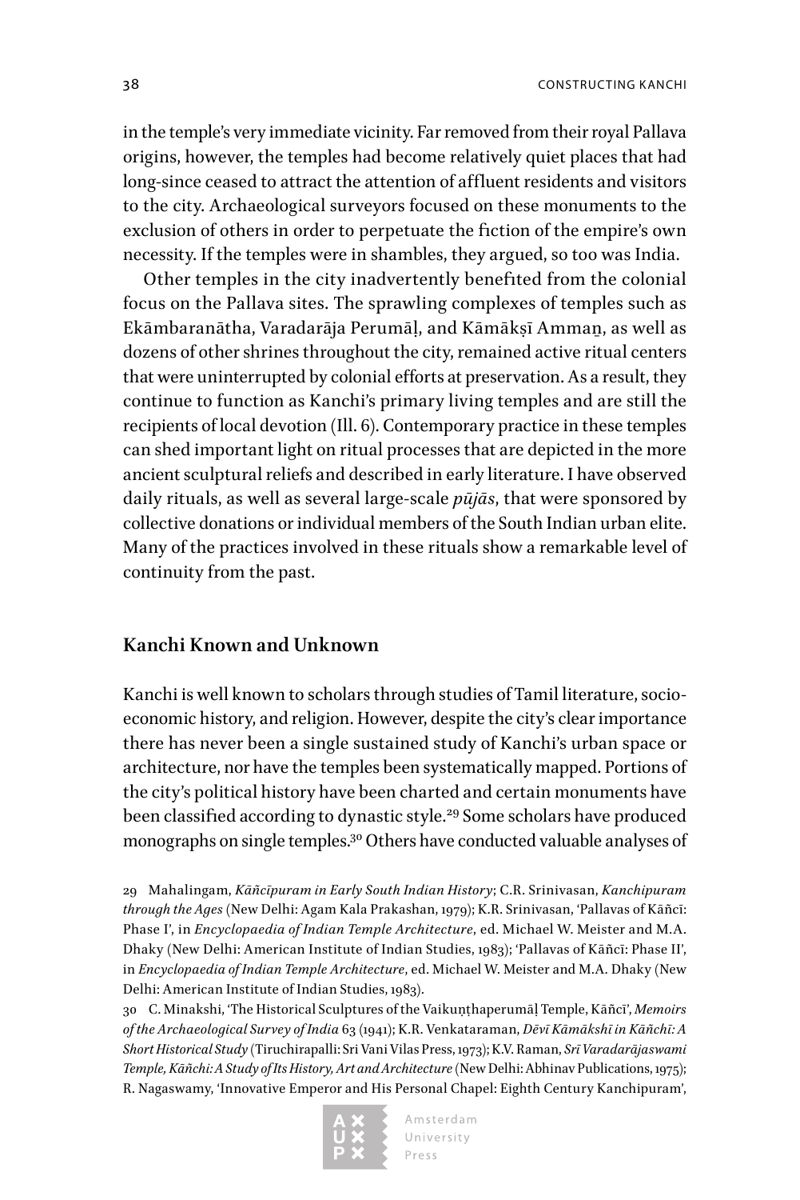in the temple's very immediate vicinity. Far removed from their royal Pallava origins, however, the temples had become relatively quiet places that had long-since ceased to attract the attention of affluent residents and visitors to the city. Archaeological surveyors focused on these monuments to the exclusion of others in order to perpetuate the fiction of the empire's own necessity. If the temples were in shambles, they argued, so too was India.

Other temples in the city inadvertently benefited from the colonial focus on the Pallava sites. The sprawling complexes of temples such as Ekāmbaranātha, Varadarāja Perumāḷ, and Kāmākṣī Ammaṉ, as well as dozens of other shrines throughout the city, remained active ritual centers that were uninterrupted by colonial efforts at preservation. As a result, they continue to function as Kanchi's primary living temples and are still the recipients of local devotion (Ill. 6). Contemporary practice in these temples can shed important light on ritual processes that are depicted in the more ancient sculptural reliefs and described in early literature. I have observed daily rituals, as well as several large-scale *pūjās*, that were sponsored by collective donations or individual members of the South Indian urban elite. Many of the practices involved in these rituals show a remarkable level of continuity from the past.

## Kanchi Known and Unknown

Kanchi is well known to scholars through studies of Tamil literature, socio-economic history, and religion. However, despite the city's clear importance there has never been a single sustained study of Kanchi's urban space or architecture, nor have the temples been systematically mapped. Portions of the city's political history have been charted and certain monuments have been classified according to dynastic style.[29] Some scholars have produced monographs on single temples.[30] Others have conducted valuable analyses of

29 Mahalingam, *Kāñcīpuram in Early South Indian History*; C.R. Srinivasan, *Kanchipuram through the Ages* (New Delhi: Agam Kala Prakashan, 1979); K.R. Srinivasan, 'Pallavas of Kāñcī: Phase I', in *Encyclopaedia of Indian Temple Architecture*, ed. Michael W. Meister and M.A. Dhaky (New Delhi: American Institute of Indian Studies, 1983); 'Pallavas of Kāñcī: Phase II', in *Encyclopaedia of Indian Temple Architecture*, ed. Michael W. Meister and M.A. Dhaky (New Delhi: American Institute of Indian Studies, 1983).

30 C. Minakshi, 'The Historical Sculptures of the Vaikuṇṭhaperumāḷ Temple, Kāñcī', *Memoirs of the Archaeological Survey of India* 63 (1941); K.R. Venkataraman, *Dēvī Kāmākshī in Kāñchī: A Short Historical Study* (Tiruchirapalli: Sri Vani Vilas Press, 1973); K.V. Raman, *Srī Varadarājaswami Temple, Kāñchi: A Study of Its History, Art and Architecture* (New Delhi: Abhinav Publications, 1975); R. Nagaswamy, 'Innovative Emperor and His Personal Chapel: Eighth Century Kanchipuram',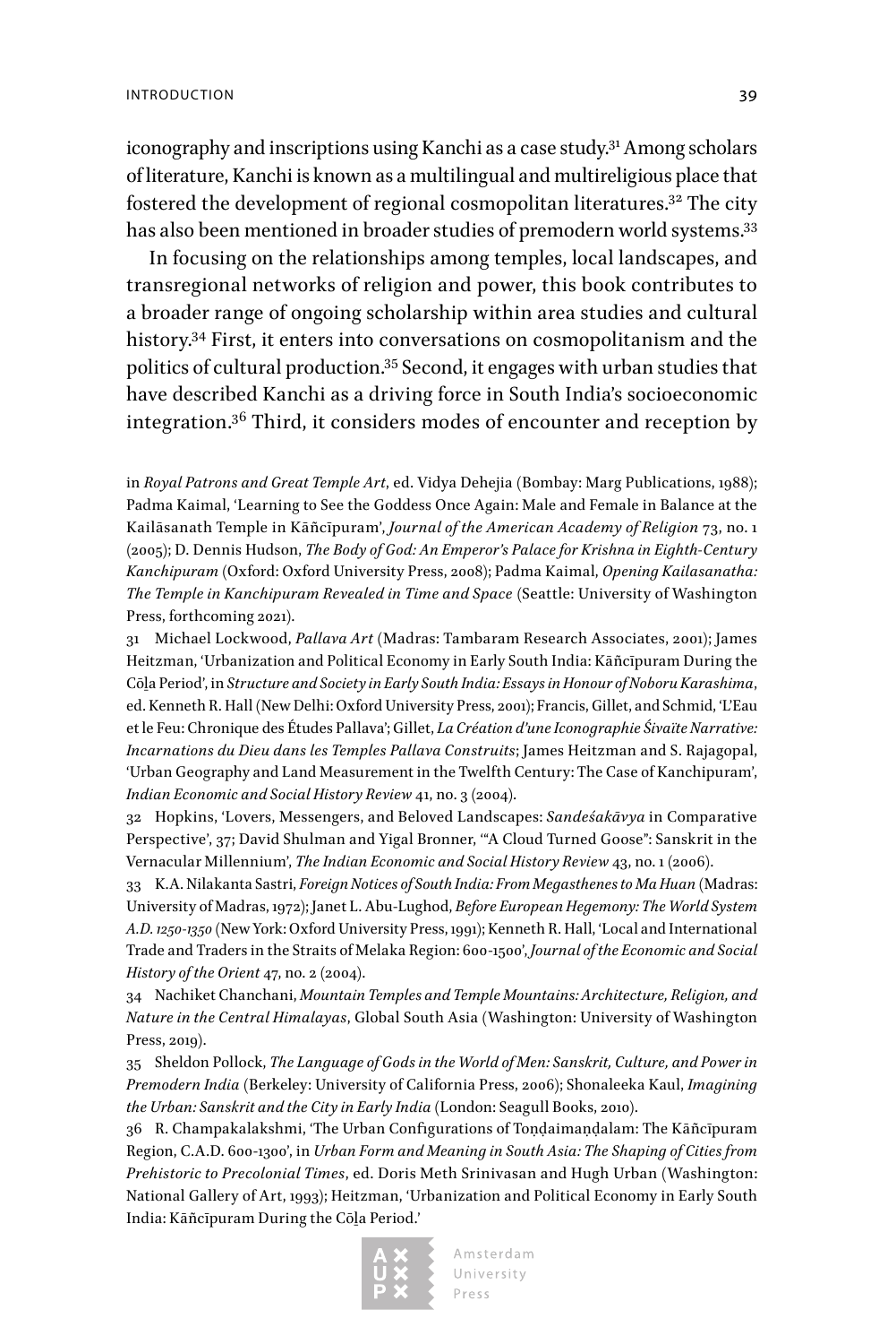iconography and inscriptions using Kanchi as a case study.[31] Among scholars of literature, Kanchi is known as a multilingual and multireligious place that fostered the development of regional cosmopolitan literatures.[32] The city has also been mentioned in broader studies of premodern world systems.[33]

In focusing on the relationships among temples, local landscapes, and transregional networks of religion and power, this book contributes to a broader range of ongoing scholarship within area studies and cultural history.[34] First, it enters into conversations on cosmopolitanism and the politics of cultural production.[35] Second, it engages with urban studies that have described Kanchi as a driving force in South India's socioeconomic integration.[36] Third, it considers modes of encounter and reception by

in *Royal Patrons and Great Temple Art*, ed. Vidya Dehejia (Bombay: Marg Publications, 1988); Padma Kaimal, 'Learning to See the Goddess Once Again: Male and Female in Balance at the Kailāsanath Temple in Kāñcīpuram', *Journal of the American Academy of Religion* 73, no. 1 (2005); D. Dennis Hudson, *The Body of God: An Emperor's Palace for Krishna in Eighth-Century Kanchipuram* (Oxford: Oxford University Press, 2008); Padma Kaimal, *Opening Kailasanatha: The Temple in Kanchipuram Revealed in Time and Space* (Seattle: University of Washington Press, forthcoming 2021).

31 Michael Lockwood, *Pallava Art* (Madras: Tambaram Research Associates, 2001); James Heitzman, 'Urbanization and Political Economy in Early South India: Kāñcīpuram During the Cōḻa Period', in *Structure and Society in Early South India: Essays in Honour of Noboru Karashima*, ed. Kenneth R. Hall (New Delhi: Oxford University Press, 2001); Francis, Gillet, and Schmid, 'L'Eau et le Feu: Chronique des Études Pallava'; Gillet, *La Création d'une Iconographie Śivaïte Narrative: Incarnations du Dieu dans les Temples Pallava Construits*; James Heitzman and S. Rajagopal, 'Urban Geography and Land Measurement in the Twelfth Century: The Case of Kanchipuram', *Indian Economic and Social History Review* 41, no. 3 (2004).

32 Hopkins, 'Lovers, Messengers, and Beloved Landscapes: *Sandeśakāvya* in Comparative Perspective', 37; David Shulman and Yigal Bronner, '"A Cloud Turned Goose": Sanskrit in the Vernacular Millennium', *The Indian Economic and Social History Review* 43, no. 1 (2006).

33 K.A. Nilakanta Sastri, *Foreign Notices of South India: From Megasthenes to Ma Huan* (Madras: University of Madras, 1972); Janet L. Abu-Lughod, *Before European Hegemony: The World System A.D. 1250-1350* (New York: Oxford University Press, 1991); Kenneth R. Hall, 'Local and International Trade and Traders in the Straits of Melaka Region: 600-1500', *Journal of the Economic and Social History of the Orient* 47, no. 2 (2004).

34 Nachiket Chanchani, *Mountain Temples and Temple Mountains: Architecture, Religion, and Nature in the Central Himalayas*, Global South Asia (Washington: University of Washington Press, 2019).

35 Sheldon Pollock, *The Language of Gods in the World of Men: Sanskrit, Culture, and Power in Premodern India* (Berkeley: University of California Press, 2006); Shonaleeka Kaul, *Imagining the Urban: Sanskrit and the City in Early India* (London: Seagull Books, 2010).

36 R. Champakalakshmi, 'The Urban Configurations of Toṇḍaimaṇḍalam: The Kāñcīpuram Region, C.A.D. 600-1300', in *Urban Form and Meaning in South Asia: The Shaping of Cities from Prehistoric to Precolonial Times*, ed. Doris Meth Srinivasan and Hugh Urban (Washington: National Gallery of Art, 1993); Heitzman, 'Urbanization and Political Economy in Early South India: Kāñcīpuram During the Cōḻa Period.'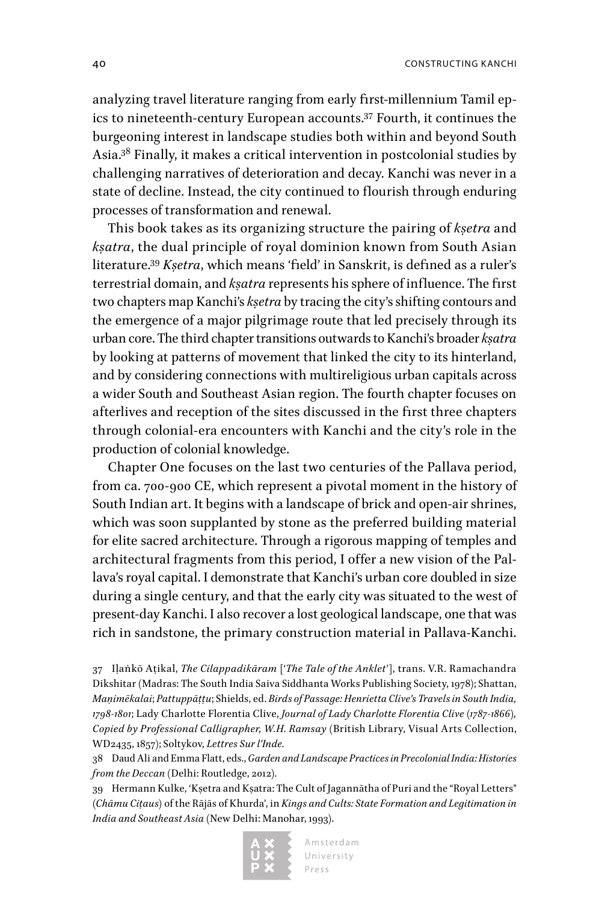analyzing travel literature ranging from early first-millennium Tamil epics to nineteenth-century European accounts.[37] Fourth, it continues the burgeoning interest in landscape studies both within and beyond South Asia.[38] Finally, it makes a critical intervention in postcolonial studies by challenging narratives of deterioration and decay. Kanchi was never in a state of decline. Instead, the city continued to flourish through enduring processes of transformation and renewal.

This book takes as its organizing structure the pairing of *kṣetra* and *kṣatra*, the dual principle of royal dominion known from South Asian literature.[39] *Kṣetra*, which means 'field' in Sanskrit, is defined as a ruler's terrestrial domain, and *kṣatra* represents his sphere of influence. The first two chapters map Kanchi's *kṣetra* by tracing the city's shifting contours and the emergence of a major pilgrimage route that led precisely through its urban core. The third chapter transitions outwards to Kanchi's broader *kṣatra* by looking at patterns of movement that linked the city to its hinterland, and by considering connections with multireligious urban capitals across a wider South and Southeast Asian region. The fourth chapter focuses on afterlives and reception of the sites discussed in the first three chapters through colonial-era encounters with Kanchi and the city's role in the production of colonial knowledge.

Chapter One focuses on the last two centuries of the Pallava period, from ca. 700-900 CE, which represent a pivotal moment in the history of South Indian art. It begins with a landscape of brick and open-air shrines, which was soon supplanted by stone as the preferred building material for elite sacred architecture. Through a rigorous mapping of temples and architectural fragments from this period, I offer a new vision of the Pallava's royal capital. I demonstrate that Kanchi's urban core doubled in size during a single century, and that the early city was situated to the west of present-day Kanchi. I also recover a lost geological landscape, one that was rich in sandstone, the primary construction material in Pallava-Kanchi.

37 Iḷaṅkō Aṭikal, *The Cilappadikāram* ['*The Tale of the Anklet*'], trans. V.R. Ramachandra Dikshitar (Madras: The South India Saiva Siddhanta Works Publishing Society, 1978); Shattan, *Maṇimēkalai*; *Pattuppāṭṭu*; Shields, ed. *Birds of Passage: Henrietta Clive's Travels in South India, 1798-1801*; Lady Charlotte Florentia Clive, *Journal of Lady Charlotte Florentia Clive (1787-1866), Copied by Professional Calligrapher, W.H. Ramsay* (British Library, Visual Arts Collection, WD2435, 1857); Soltykov, *Lettres Sur l'Inde.*

38 Daud Ali and Emma Flatt, eds., *Garden and Landscape Practices in Precolonial India: Histories from the Deccan* (Delhi: Routledge, 2012).

39 Hermann Kulke, 'Kṣetra and Kṣatra: The Cult of Jagannātha of Puri and the "Royal Letters" (*Chāmu Ciṭaus*) of the Rājās of Khurda', in *Kings and Cults: State Formation and Legitimation in India and Southeast Asia* (New Delhi: Manohar, 1993).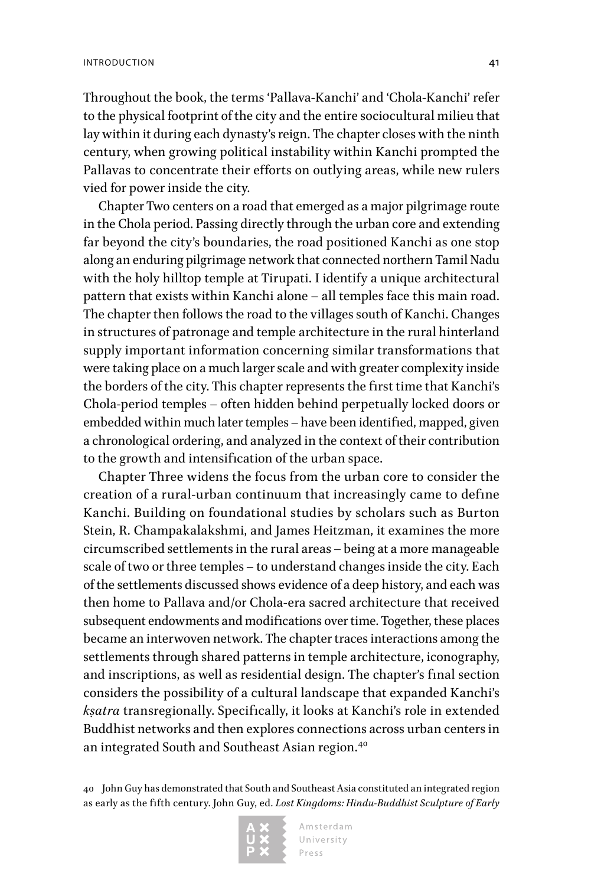Throughout the book, the terms 'Pallava-Kanchi' and 'Chola-Kanchi' refer to the physical footprint of the city and the entire sociocultural milieu that lay within it during each dynasty's reign. The chapter closes with the ninth century, when growing political instability within Kanchi prompted the Pallavas to concentrate their efforts on outlying areas, while new rulers vied for power inside the city.

Chapter Two centers on a road that emerged as a major pilgrimage route in the Chola period. Passing directly through the urban core and extending far beyond the city's boundaries, the road positioned Kanchi as one stop along an enduring pilgrimage network that connected northern Tamil Nadu with the holy hilltop temple at Tirupati. I identify a unique architectural pattern that exists within Kanchi alone – all temples face this main road. The chapter then follows the road to the villages south of Kanchi. Changes in structures of patronage and temple architecture in the rural hinterland supply important information concerning similar transformations that were taking place on a much larger scale and with greater complexity inside the borders of the city. This chapter represents the first time that Kanchi's Chola-period temples – often hidden behind perpetually locked doors or embedded within much later temples – have been identified, mapped, given a chronological ordering, and analyzed in the context of their contribution to the growth and intensification of the urban space.

Chapter Three widens the focus from the urban core to consider the creation of a rural-urban continuum that increasingly came to define Kanchi. Building on foundational studies by scholars such as Burton Stein, R. Champakalakshmi, and James Heitzman, it examines the more circumscribed settlements in the rural areas – being at a more manageable scale of two or three temples – to understand changes inside the city. Each of the settlements discussed shows evidence of a deep history, and each was then home to Pallava and/or Chola-era sacred architecture that received subsequent endowments and modifications over time. Together, these places became an interwoven network. The chapter traces interactions among the settlements through shared patterns in temple architecture, iconography, and inscriptions, as well as residential design. The chapter's final section considers the possibility of a cultural landscape that expanded Kanchi's *kṣatra* transregionally. Specifically, it looks at Kanchi's role in extended Buddhist networks and then explores connections across urban centers in an integrated South and Southeast Asian region.[40]

40 John Guy has demonstrated that South and Southeast Asia constituted an integrated region as early as the fifth century. John Guy, ed. *Lost Kingdoms: Hindu-Buddhist Sculpture of Early*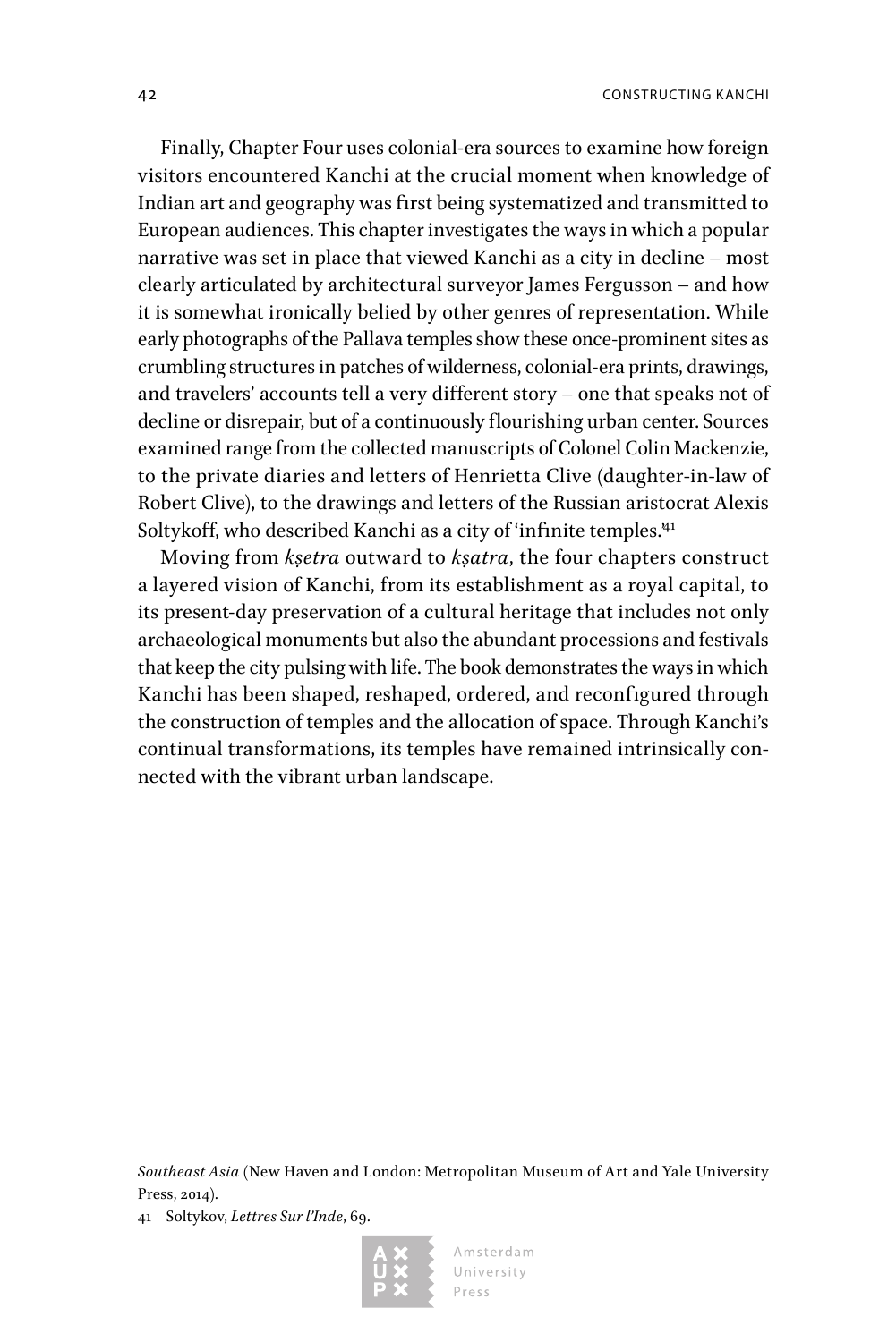Finally, Chapter Four uses colonial-era sources to examine how foreign visitors encountered Kanchi at the crucial moment when knowledge of Indian art and geography was first being systematized and transmitted to European audiences. This chapter investigates the ways in which a popular narrative was set in place that viewed Kanchi as a city in decline – most clearly articulated by architectural surveyor James Fergusson – and how it is somewhat ironically belied by other genres of representation. While early photographs of the Pallava temples show these once-prominent sites as crumbling structures in patches of wilderness, colonial-era prints, drawings, and travelers' accounts tell a very different story – one that speaks not of decline or disrepair, but of a continuously flourishing urban center. Sources examined range from the collected manuscripts of Colonel Colin Mackenzie, to the private diaries and letters of Henrietta Clive (daughter-in-law of Robert Clive), to the drawings and letters of the Russian aristocrat Alexis Soltykoff, who described Kanchi as a city of 'infinite temples.'[41]

Moving from *kṣetra* outward to *kṣatra*, the four chapters construct a layered vision of Kanchi, from its establishment as a royal capital, to its present-day preservation of a cultural heritage that includes not only archaeological monuments but also the abundant processions and festivals that keep the city pulsing with life. The book demonstrates the ways in which Kanchi has been shaped, reshaped, ordered, and reconfigured through the construction of temples and the allocation of space. Through Kanchi's continual transformations, its temples have remained intrinsically connected with the vibrant urban landscape.

*Southeast Asia* (New Haven and London: Metropolitan Museum of Art and Yale University Press, 2014).

41 Soltykov, *Lettres Sur l'Inde*, 69.